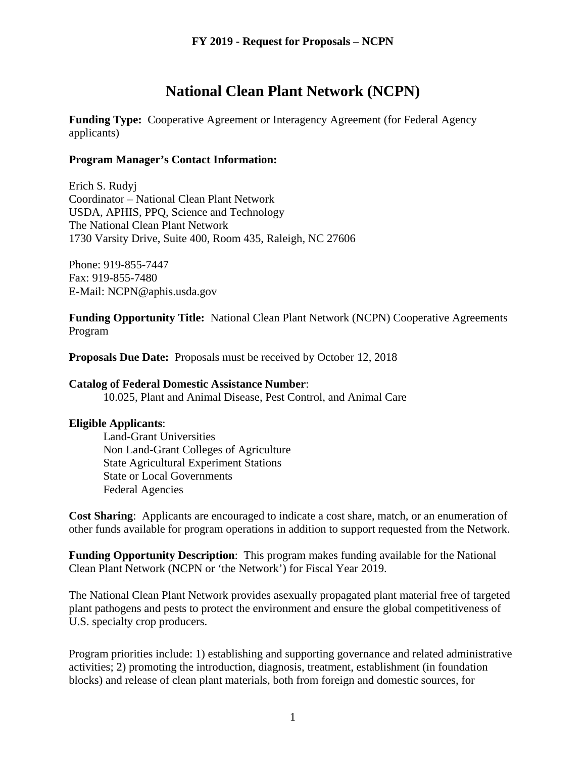# National Clean Plant Network (NCPN)

**Funding Type:** Cooperative Agreement or Interagency Agreement (for Federal Agency applicants)

**Program Manager's Contact Information:**

Erich S. Rudyj
Coordinator – National Clean Plant Network
USDA, APHIS, PPQ, Science and Technology
The National Clean Plant Network
1730 Varsity Drive, Suite 400, Room 435, Raleigh, NC 27606

Phone: 919-855-7447
Fax: 919-855-7480
E-Mail: NCPN@aphis.usda.gov

**Funding Opportunity Title:** National Clean Plant Network (NCPN) Cooperative Agreements Program

**Proposals Due Date:** Proposals must be received by October 12, 2018

**Catalog of Federal Domestic Assistance Number**:
10.025, Plant and Animal Disease, Pest Control, and Animal Care

**Eligible Applicants**:
- Land-Grant Universities
- Non Land-Grant Colleges of Agriculture
- State Agricultural Experiment Stations
- State or Local Governments
- Federal Agencies

**Cost Sharing**: Applicants are encouraged to indicate a cost share, match, or an enumeration of other funds available for program operations in addition to support requested from the Network.

**Funding Opportunity Description**: This program makes funding available for the National Clean Plant Network (NCPN or 'the Network') for Fiscal Year 2019.

The National Clean Plant Network provides asexually propagated plant material free of targeted plant pathogens and pests to protect the environment and ensure the global competitiveness of U.S. specialty crop producers.

Program priorities include: 1) establishing and supporting governance and related administrative activities; 2) promoting the introduction, diagnosis, treatment, establishment (in foundation blocks) and release of clean plant materials, both from foreign and domestic sources, for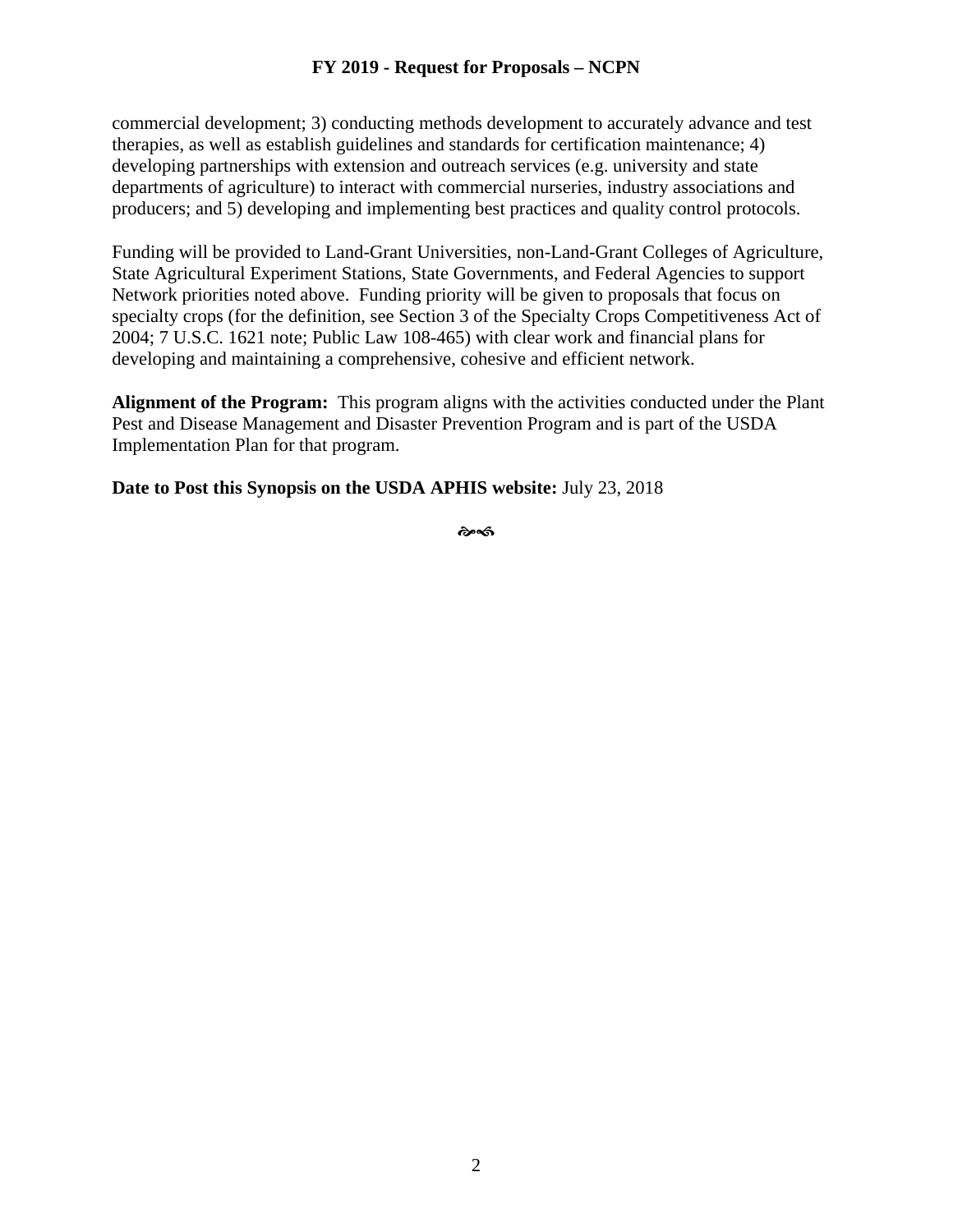commercial development; 3) conducting methods development to accurately advance and test therapies, as well as establish guidelines and standards for certification maintenance; 4) developing partnerships with extension and outreach services (e.g. university and state departments of agriculture) to interact with commercial nurseries, industry associations and producers; and 5) developing and implementing best practices and quality control protocols.

Funding will be provided to Land-Grant Universities, non-Land-Grant Colleges of Agriculture, State Agricultural Experiment Stations, State Governments, and Federal Agencies to support Network priorities noted above. Funding priority will be given to proposals that focus on specialty crops (for the definition, see Section 3 of the Specialty Crops Competitiveness Act of 2004; 7 U.S.C. 1621 note; Public Law 108-465) with clear work and financial plans for developing and maintaining a comprehensive, cohesive and efficient network.

**Alignment of the Program:** This program aligns with the activities conducted under the Plant Pest and Disease Management and Disaster Prevention Program and is part of the USDA Implementation Plan for that program.

**Date to Post this Synopsis on the USDA APHIS website:** July 23, 2018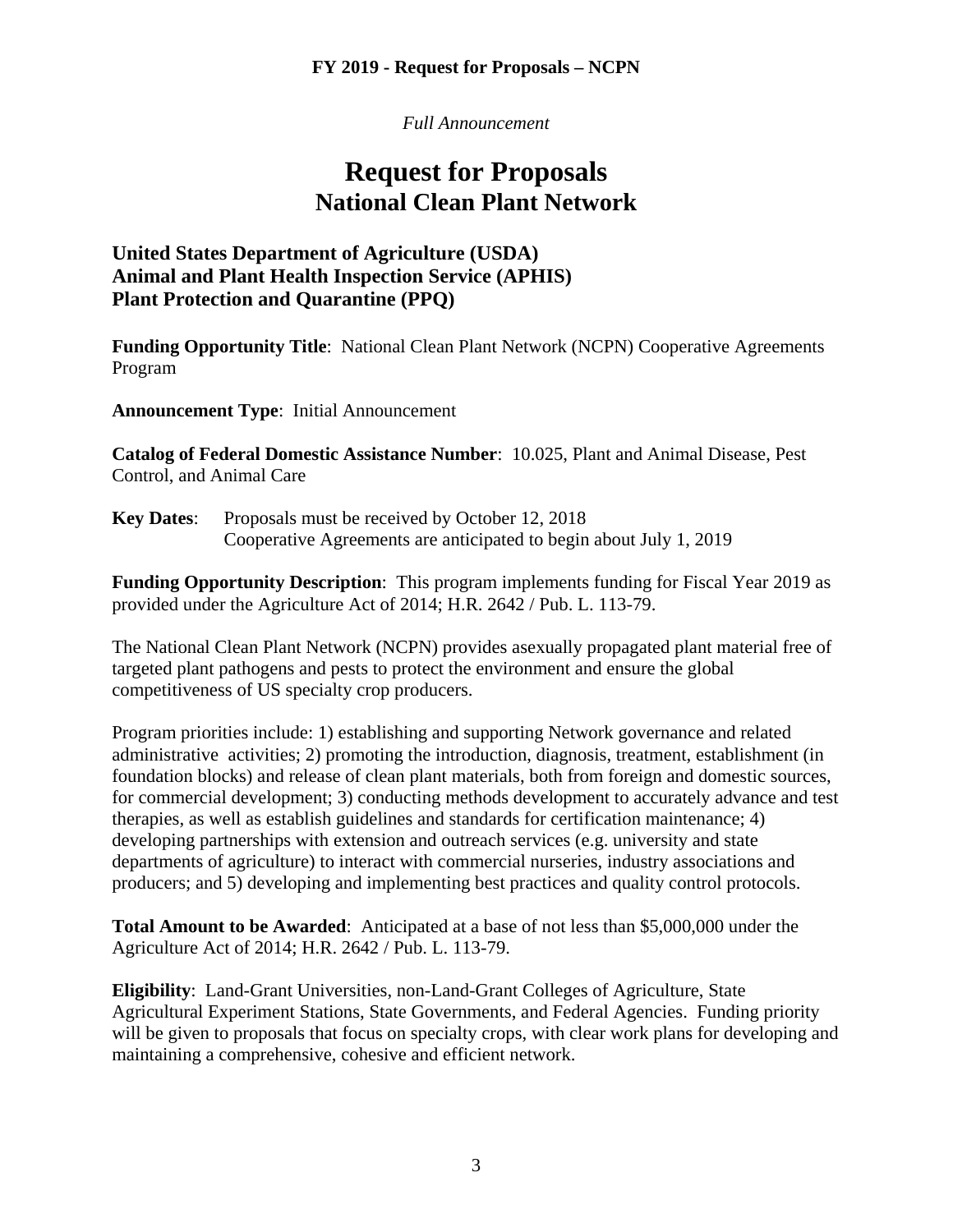*Full Announcement*

# Request for Proposals
## National Clean Plant Network

### United States Department of Agriculture (USDA)
### Animal and Plant Health Inspection Service (APHIS)
### Plant Protection and Quarantine (PPQ)

**Funding Opportunity Title**: National Clean Plant Network (NCPN) Cooperative Agreements Program

**Announcement Type**: Initial Announcement

**Catalog of Federal Domestic Assistance Number**: 10.025, Plant and Animal Disease, Pest Control, and Animal Care

**Key Dates**: Proposals must be received by October 12, 2018
Cooperative Agreements are anticipated to begin about July 1, 2019

**Funding Opportunity Description**: This program implements funding for Fiscal Year 2019 as provided under the Agriculture Act of 2014; H.R. 2642 / Pub. L. 113-79.

The National Clean Plant Network (NCPN) provides asexually propagated plant material free of targeted plant pathogens and pests to protect the environment and ensure the global competitiveness of US specialty crop producers.

Program priorities include: 1) establishing and supporting Network governance and related administrative activities; 2) promoting the introduction, diagnosis, treatment, establishment (in foundation blocks) and release of clean plant materials, both from foreign and domestic sources, for commercial development; 3) conducting methods development to accurately advance and test therapies, as well as establish guidelines and standards for certification maintenance; 4) developing partnerships with extension and outreach services (e.g. university and state departments of agriculture) to interact with commercial nurseries, industry associations and producers; and 5) developing and implementing best practices and quality control protocols.

**Total Amount to be Awarded**: Anticipated at a base of not less than $5,000,000 under the Agriculture Act of 2014; H.R. 2642 / Pub. L. 113-79.

**Eligibility**: Land-Grant Universities, non-Land-Grant Colleges of Agriculture, State Agricultural Experiment Stations, State Governments, and Federal Agencies. Funding priority will be given to proposals that focus on specialty crops, with clear work plans for developing and maintaining a comprehensive, cohesive and efficient network.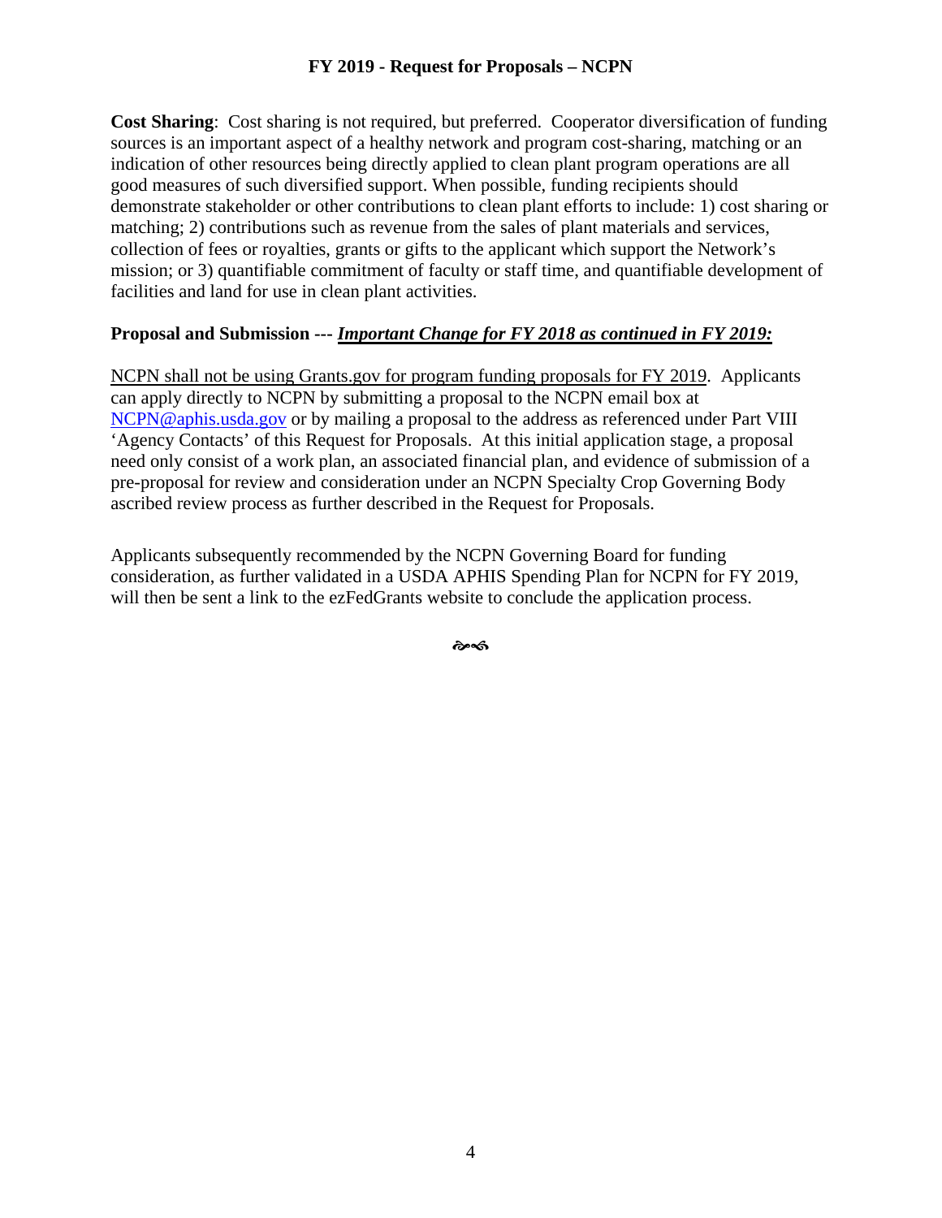**Cost Sharing**: Cost sharing is not required, but preferred. Cooperator diversification of funding sources is an important aspect of a healthy network and program cost-sharing, matching or an indication of other resources being directly applied to clean plant program operations are all good measures of such diversified support. When possible, funding recipients should demonstrate stakeholder or other contributions to clean plant efforts to include: 1) cost sharing or matching; 2) contributions such as revenue from the sales of plant materials and services, collection of fees or royalties, grants or gifts to the applicant which support the Network's mission; or 3) quantifiable commitment of faculty or staff time, and quantifiable development of facilities and land for use in clean plant activities.

**Proposal and Submission --- *Important Change for FY 2018 as continued in FY 2019:***

NCPN shall not be using Grants.gov for program funding proposals for FY 2019. Applicants can apply directly to NCPN by submitting a proposal to the NCPN email box at NCPN@aphis.usda.gov or by mailing a proposal to the address as referenced under Part VIII 'Agency Contacts' of this Request for Proposals. At this initial application stage, a proposal need only consist of a work plan, an associated financial plan, and evidence of submission of a pre-proposal for review and consideration under an NCPN Specialty Crop Governing Body ascribed review process as further described in the Request for Proposals.

Applicants subsequently recommended by the NCPN Governing Board for funding consideration, as further validated in a USDA APHIS Spending Plan for NCPN for FY 2019, will then be sent a link to the ezFedGrants website to conclude the application process.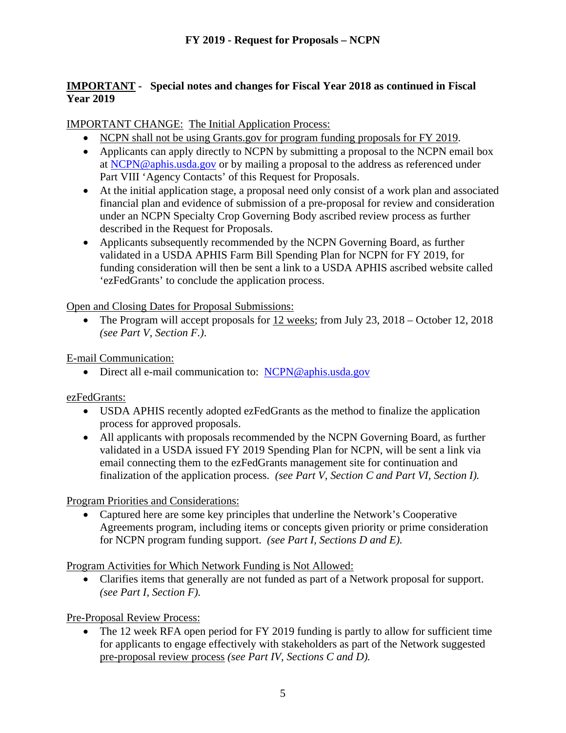**IMPORTANT - Special notes and changes for Fiscal Year 2018 as continued in Fiscal Year 2019**

IMPORTANT CHANGE: The Initial Application Process:

- NCPN shall not be using Grants.gov for program funding proposals for FY 2019.
- Applicants can apply directly to NCPN by submitting a proposal to the NCPN email box at NCPN@aphis.usda.gov or by mailing a proposal to the address as referenced under Part VIII 'Agency Contacts' of this Request for Proposals.
- At the initial application stage, a proposal need only consist of a work plan and associated financial plan and evidence of submission of a pre-proposal for review and consideration under an NCPN Specialty Crop Governing Body ascribed review process as further described in the Request for Proposals.
- Applicants subsequently recommended by the NCPN Governing Board, as further validated in a USDA APHIS Farm Bill Spending Plan for NCPN for FY 2019, for funding consideration will then be sent a link to a USDA APHIS ascribed website called 'ezFedGrants' to conclude the application process.

Open and Closing Dates for Proposal Submissions:

- The Program will accept proposals for 12 weeks; from July 23, 2018 – October 12, 2018 *(see Part V, Section F.)*.

E-mail Communication:

- Direct all e-mail communication to: NCPN@aphis.usda.gov

ezFedGrants:

- USDA APHIS recently adopted ezFedGrants as the method to finalize the application process for approved proposals.
- All applicants with proposals recommended by the NCPN Governing Board, as further validated in a USDA issued FY 2019 Spending Plan for NCPN, will be sent a link via email connecting them to the ezFedGrants management site for continuation and finalization of the application process. *(see Part V, Section C and Part VI, Section I).*

Program Priorities and Considerations:

- Captured here are some key principles that underline the Network's Cooperative Agreements program, including items or concepts given priority or prime consideration for NCPN program funding support. *(see Part I, Sections D and E).*

Program Activities for Which Network Funding is Not Allowed:

- Clarifies items that generally are not funded as part of a Network proposal for support. *(see Part I, Section F).*

Pre-Proposal Review Process:

- The 12 week RFA open period for FY 2019 funding is partly to allow for sufficient time for applicants to engage effectively with stakeholders as part of the Network suggested pre-proposal review process *(see Part IV, Sections C and D).*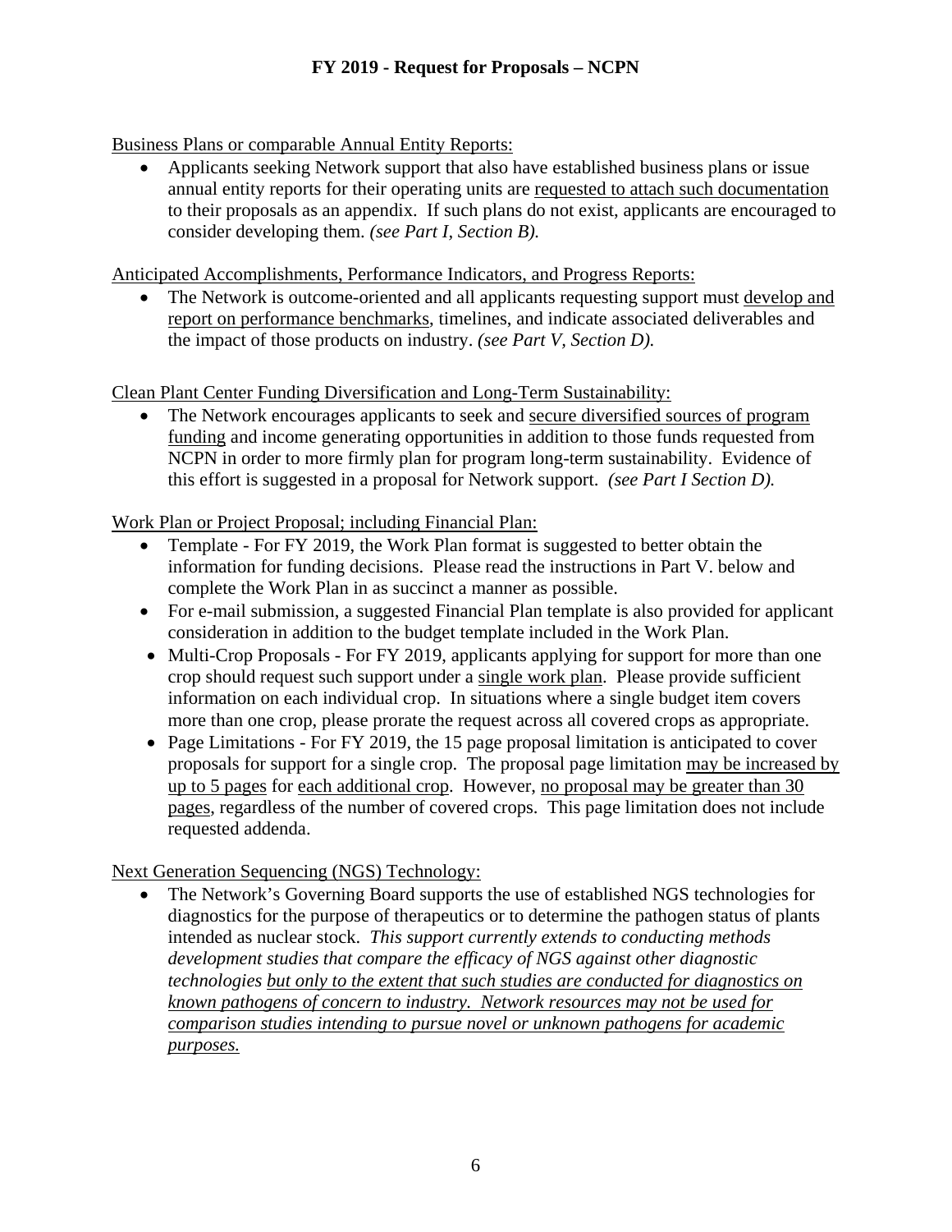Business Plans or comparable Annual Entity Reports:

- Applicants seeking Network support that also have established business plans or issue annual entity reports for their operating units are requested to attach such documentation to their proposals as an appendix. If such plans do not exist, applicants are encouraged to consider developing them. *(see Part I, Section B).*

Anticipated Accomplishments, Performance Indicators, and Progress Reports:

- The Network is outcome-oriented and all applicants requesting support must develop and report on performance benchmarks, timelines, and indicate associated deliverables and the impact of those products on industry. *(see Part V, Section D).*

Clean Plant Center Funding Diversification and Long-Term Sustainability:

- The Network encourages applicants to seek and secure diversified sources of program funding and income generating opportunities in addition to those funds requested from NCPN in order to more firmly plan for program long-term sustainability. Evidence of this effort is suggested in a proposal for Network support. *(see Part I Section D).*

Work Plan or Project Proposal; including Financial Plan:

- Template - For FY 2019, the Work Plan format is suggested to better obtain the information for funding decisions. Please read the instructions in Part V. below and complete the Work Plan in as succinct a manner as possible.
- For e-mail submission, a suggested Financial Plan template is also provided for applicant consideration in addition to the budget template included in the Work Plan.
- Multi-Crop Proposals - For FY 2019, applicants applying for support for more than one crop should request such support under a single work plan. Please provide sufficient information on each individual crop. In situations where a single budget item covers more than one crop, please prorate the request across all covered crops as appropriate.
- Page Limitations - For FY 2019, the 15 page proposal limitation is anticipated to cover proposals for support for a single crop. The proposal page limitation may be increased by up to 5 pages for each additional crop. However, no proposal may be greater than 30 pages, regardless of the number of covered crops. This page limitation does not include requested addenda.

Next Generation Sequencing (NGS) Technology:

- The Network's Governing Board supports the use of established NGS technologies for diagnostics for the purpose of therapeutics or to determine the pathogen status of plants intended as nuclear stock. *This support currently extends to conducting methods development studies that compare the efficacy of NGS against other diagnostic technologies but only to the extent that such studies are conducted for diagnostics on known pathogens of concern to industry. Network resources may not be used for comparison studies intending to pursue novel or unknown pathogens for academic purposes.*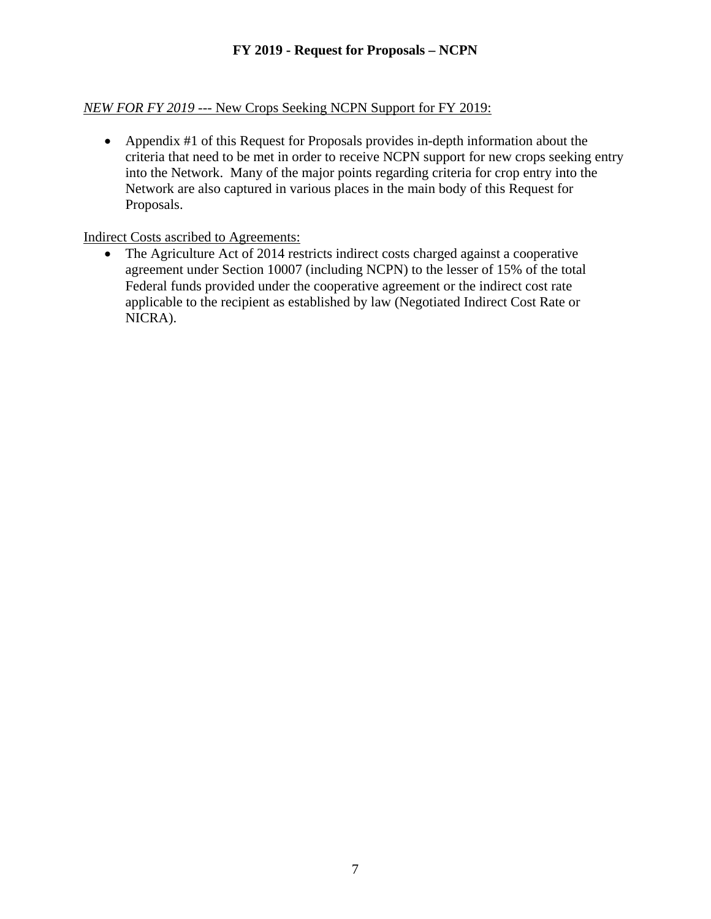*NEW FOR FY 2019* --- New Crops Seeking NCPN Support for FY 2019:

- Appendix #1 of this Request for Proposals provides in-depth information about the criteria that need to be met in order to receive NCPN support for new crops seeking entry into the Network. Many of the major points regarding criteria for crop entry into the Network are also captured in various places in the main body of this Request for Proposals.

Indirect Costs ascribed to Agreements:

- The Agriculture Act of 2014 restricts indirect costs charged against a cooperative agreement under Section 10007 (including NCPN) to the lesser of 15% of the total Federal funds provided under the cooperative agreement or the indirect cost rate applicable to the recipient as established by law (Negotiated Indirect Cost Rate or NICRA).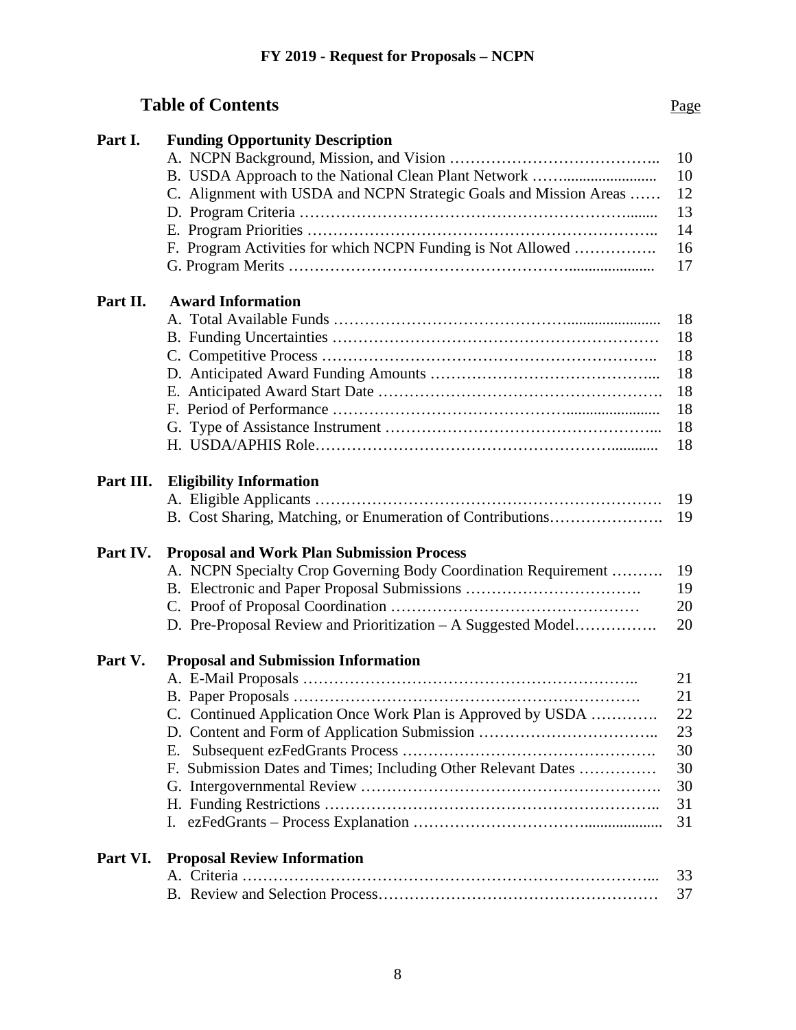## Table of Contents

| | | Page |
|---|---|---|
| **Part I.** | **Funding Opportunity Description** | |
| | A. NCPN Background, Mission, and Vision | 10 |
| | B. USDA Approach to the National Clean Plant Network | 10 |
| | C. Alignment with USDA and NCPN Strategic Goals and Mission Areas | 12 |
| | D. Program Criteria | 13 |
| | E. Program Priorities | 14 |
| | F. Program Activities for which NCPN Funding is Not Allowed | 16 |
| | G. Program Merits | 17 |
| **Part II.** | **Award Information** | |
| | A. Total Available Funds | 18 |
| | B. Funding Uncertainties | 18 |
| | C. Competitive Process | 18 |
| | D. Anticipated Award Funding Amounts | 18 |
| | E. Anticipated Award Start Date | 18 |
| | F. Period of Performance | 18 |
| | G. Type of Assistance Instrument | 18 |
| | H. USDA/APHIS Role | 18 |
| **Part III.** | **Eligibility Information** | |
| | A. Eligible Applicants | 19 |
| | B. Cost Sharing, Matching, or Enumeration of Contributions | 19 |
| **Part IV.** | **Proposal and Work Plan Submission Process** | |
| | A. NCPN Specialty Crop Governing Body Coordination Requirement | 19 |
| | B. Electronic and Paper Proposal Submissions | 19 |
| | C. Proof of Proposal Coordination | 20 |
| | D. Pre-Proposal Review and Prioritization – A Suggested Model | 20 |
| **Part V.** | **Proposal and Submission Information** | |
| | A. E-Mail Proposals | 21 |
| | B. Paper Proposals | 21 |
| | C. Continued Application Once Work Plan is Approved by USDA | 22 |
| | D. Content and Form of Application Submission | 23 |
| | E. Subsequent ezFedGrants Process | 30 |
| | F. Submission Dates and Times; Including Other Relevant Dates | 30 |
| | G. Intergovernmental Review | 30 |
| | H. Funding Restrictions | 31 |
| | I. ezFedGrants – Process Explanation | 31 |
| **Part VI.** | **Proposal Review Information** | |
| | A. Criteria | 33 |
| | B. Review and Selection Process | 37 |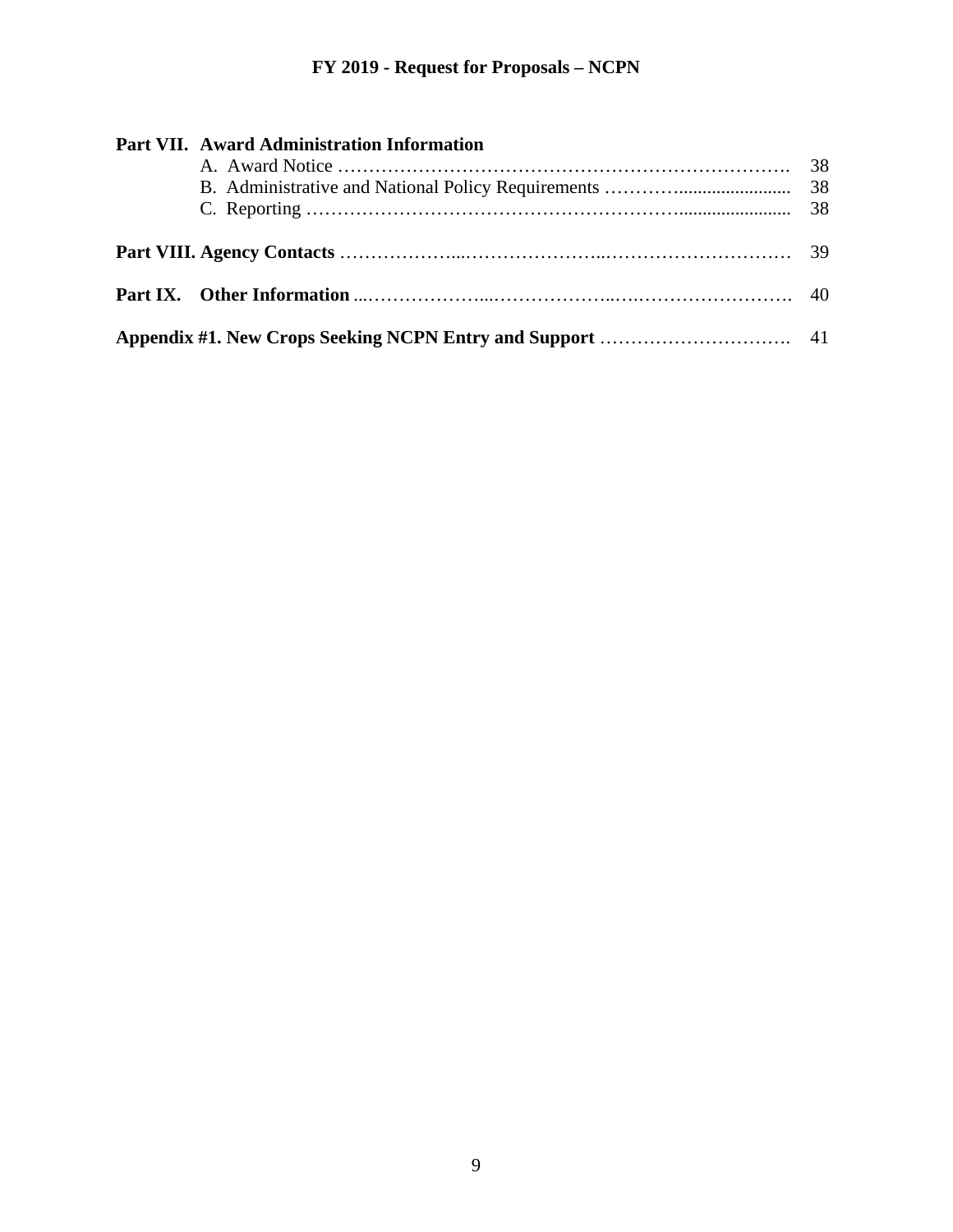**Part VII. Award Administration Information**

A. Award Notice ………………………………………………………………. 38

B. Administrative and National Policy Requirements ………….......................... 38

C. Reporting ………………………………………………….......................... 38

**Part VIII. Agency Contacts** ………………...…………………...………………………… 39

**Part IX. Other Information** ...………………...………………..….…………………….. 40

**Appendix #1. New Crops Seeking NCPN Entry and Support** …………………………. 41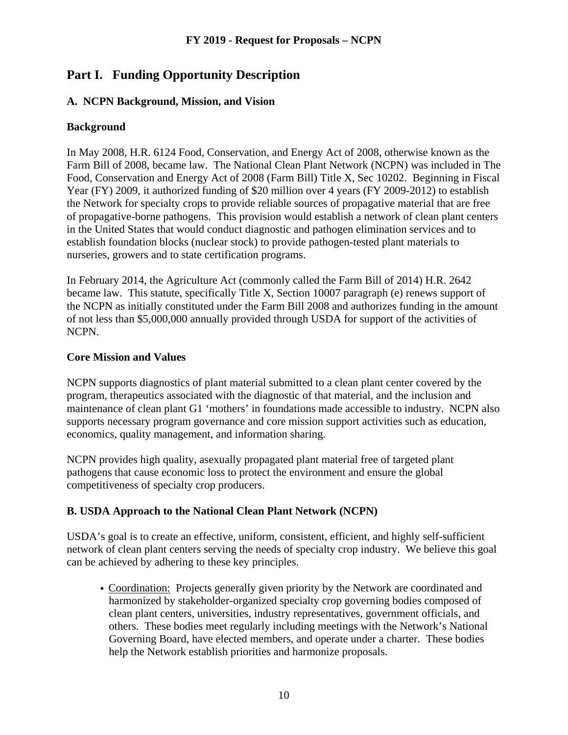# Part I. Funding Opportunity Description

## A. NCPN Background, Mission, and Vision

### Background

In May 2008, H.R. 6124 Food, Conservation, and Energy Act of 2008, otherwise known as the Farm Bill of 2008, became law. The National Clean Plant Network (NCPN) was included in The Food, Conservation and Energy Act of 2008 (Farm Bill) Title X, Sec 10202. Beginning in Fiscal Year (FY) 2009, it authorized funding of $20 million over 4 years (FY 2009-2012) to establish the Network for specialty crops to provide reliable sources of propagative material that are free of propagative-borne pathogens. This provision would establish a network of clean plant centers in the United States that would conduct diagnostic and pathogen elimination services and to establish foundation blocks (nuclear stock) to provide pathogen-tested plant materials to nurseries, growers and to state certification programs.

In February 2014, the Agriculture Act (commonly called the Farm Bill of 2014) H.R. 2642 became law. This statute, specifically Title X, Section 10007 paragraph (e) renews support of the NCPN as initially constituted under the Farm Bill 2008 and authorizes funding in the amount of not less than $5,000,000 annually provided through USDA for support of the activities of NCPN.

### Core Mission and Values

NCPN supports diagnostics of plant material submitted to a clean plant center covered by the program, therapeutics associated with the diagnostic of that material, and the inclusion and maintenance of clean plant G1 'mothers' in foundations made accessible to industry. NCPN also supports necessary program governance and core mission support activities such as education, economics, quality management, and information sharing.

NCPN provides high quality, asexually propagated plant material free of targeted plant pathogens that cause economic loss to protect the environment and ensure the global competitiveness of specialty crop producers.

## B. USDA Approach to the National Clean Plant Network (NCPN)

USDA's goal is to create an effective, uniform, consistent, efficient, and highly self-sufficient network of clean plant centers serving the needs of specialty crop industry. We believe this goal can be achieved by adhering to these key principles.

- Coordination: Projects generally given priority by the Network are coordinated and harmonized by stakeholder-organized specialty crop governing bodies composed of clean plant centers, universities, industry representatives, government officials, and others. These bodies meet regularly including meetings with the Network's National Governing Board, have elected members, and operate under a charter. These bodies help the Network establish priorities and harmonize proposals.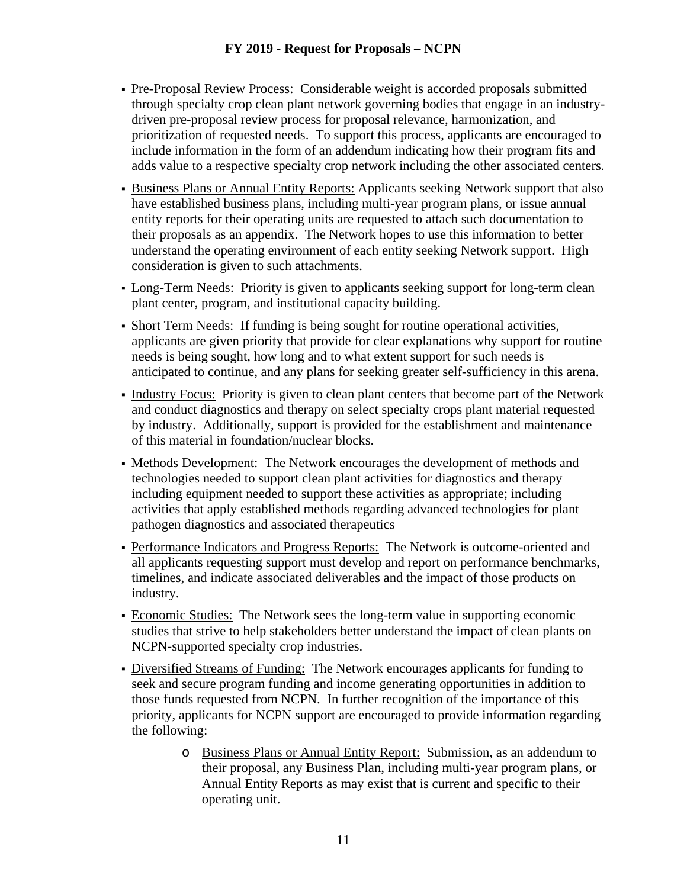- Pre-Proposal Review Process: Considerable weight is accorded proposals submitted through specialty crop clean plant network governing bodies that engage in an industry-driven pre-proposal review process for proposal relevance, harmonization, and prioritization of requested needs. To support this process, applicants are encouraged to include information in the form of an addendum indicating how their program fits and adds value to a respective specialty crop network including the other associated centers.
- Business Plans or Annual Entity Reports: Applicants seeking Network support that also have established business plans, including multi-year program plans, or issue annual entity reports for their operating units are requested to attach such documentation to their proposals as an appendix. The Network hopes to use this information to better understand the operating environment of each entity seeking Network support. High consideration is given to such attachments.
- Long-Term Needs: Priority is given to applicants seeking support for long-term clean plant center, program, and institutional capacity building.
- Short Term Needs: If funding is being sought for routine operational activities, applicants are given priority that provide for clear explanations why support for routine needs is being sought, how long and to what extent support for such needs is anticipated to continue, and any plans for seeking greater self-sufficiency in this arena.
- Industry Focus: Priority is given to clean plant centers that become part of the Network and conduct diagnostics and therapy on select specialty crops plant material requested by industry. Additionally, support is provided for the establishment and maintenance of this material in foundation/nuclear blocks.
- Methods Development: The Network encourages the development of methods and technologies needed to support clean plant activities for diagnostics and therapy including equipment needed to support these activities as appropriate; including activities that apply established methods regarding advanced technologies for plant pathogen diagnostics and associated therapeutics
- Performance Indicators and Progress Reports: The Network is outcome-oriented and all applicants requesting support must develop and report on performance benchmarks, timelines, and indicate associated deliverables and the impact of those products on industry.
- Economic Studies: The Network sees the long-term value in supporting economic studies that strive to help stakeholders better understand the impact of clean plants on NCPN-supported specialty crop industries.
- Diversified Streams of Funding: The Network encourages applicants for funding to seek and secure program funding and income generating opportunities in addition to those funds requested from NCPN. In further recognition of the importance of this priority, applicants for NCPN support are encouraged to provide information regarding the following:
  - Business Plans or Annual Entity Report: Submission, as an addendum to their proposal, any Business Plan, including multi-year program plans, or Annual Entity Reports as may exist that is current and specific to their operating unit.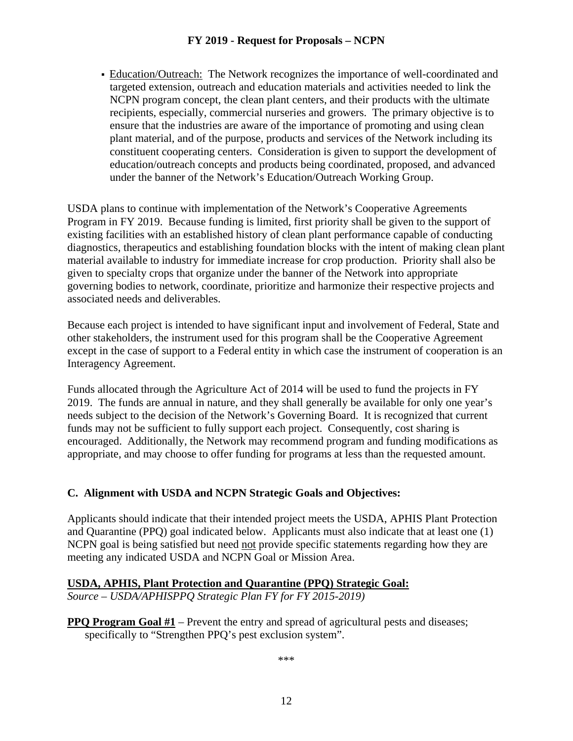- <u>Education/Outreach:</u> The Network recognizes the importance of well-coordinated and targeted extension, outreach and education materials and activities needed to link the NCPN program concept, the clean plant centers, and their products with the ultimate recipients, especially, commercial nurseries and growers. The primary objective is to ensure that the industries are aware of the importance of promoting and using clean plant material, and of the purpose, products and services of the Network including its constituent cooperating centers. Consideration is given to support the development of education/outreach concepts and products being coordinated, proposed, and advanced under the banner of the Network's Education/Outreach Working Group.

USDA plans to continue with implementation of the Network's Cooperative Agreements Program in FY 2019. Because funding is limited, first priority shall be given to the support of existing facilities with an established history of clean plant performance capable of conducting diagnostics, therapeutics and establishing foundation blocks with the intent of making clean plant material available to industry for immediate increase for crop production. Priority shall also be given to specialty crops that organize under the banner of the Network into appropriate governing bodies to network, coordinate, prioritize and harmonize their respective projects and associated needs and deliverables.

Because each project is intended to have significant input and involvement of Federal, State and other stakeholders, the instrument used for this program shall be the Cooperative Agreement except in the case of support to a Federal entity in which case the instrument of cooperation is an Interagency Agreement.

Funds allocated through the Agriculture Act of 2014 will be used to fund the projects in FY 2019. The funds are annual in nature, and they shall generally be available for only one year's needs subject to the decision of the Network's Governing Board. It is recognized that current funds may not be sufficient to fully support each project. Consequently, cost sharing is encouraged. Additionally, the Network may recommend program and funding modifications as appropriate, and may choose to offer funding for programs at less than the requested amount.

## C. Alignment with USDA and NCPN Strategic Goals and Objectives:

Applicants should indicate that their intended project meets the USDA, APHIS Plant Protection and Quarantine (PPQ) goal indicated below. Applicants must also indicate that at least one (1) NCPN goal is being satisfied but need <u>not</u> provide specific statements regarding how they are meeting any indicated USDA and NCPN Goal or Mission Area.

**<u>USDA, APHIS, Plant Protection and Quarantine (PPQ) Strategic Goal:</u>**
*Source – USDA/APHISPPQ Strategic Plan FY for FY 2015-2019)*

**<u>PPQ Program Goal #1</u>** – Prevent the entry and spread of agricultural pests and diseases; specifically to "Strengthen PPQ's pest exclusion system".

\*\*\*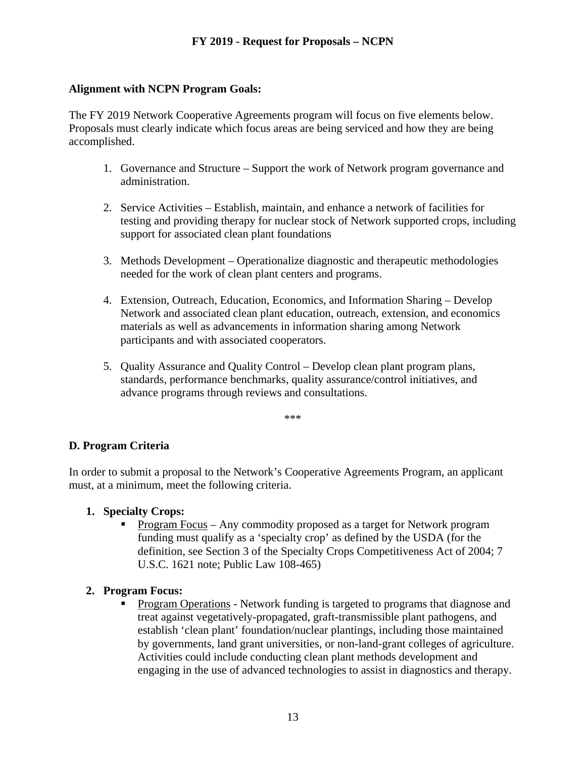**Alignment with NCPN Program Goals:**

The FY 2019 Network Cooperative Agreements program will focus on five elements below. Proposals must clearly indicate which focus areas are being serviced and how they are being accomplished.

1. Governance and Structure – Support the work of Network program governance and administration.

2. Service Activities – Establish, maintain, and enhance a network of facilities for testing and providing therapy for nuclear stock of Network supported crops, including support for associated clean plant foundations

3. Methods Development – Operationalize diagnostic and therapeutic methodologies needed for the work of clean plant centers and programs.

4. Extension, Outreach, Education, Economics, and Information Sharing – Develop Network and associated clean plant education, outreach, extension, and economics materials as well as advancements in information sharing among Network participants and with associated cooperators.

5. Quality Assurance and Quality Control – Develop clean plant program plans, standards, performance benchmarks, quality assurance/control initiatives, and advance programs through reviews and consultations.

***

## D. Program Criteria

In order to submit a proposal to the Network's Cooperative Agreements Program, an applicant must, at a minimum, meet the following criteria.

1. **Specialty Crops:**
   - Program Focus – Any commodity proposed as a target for Network program funding must qualify as a 'specialty crop' as defined by the USDA (for the definition, see Section 3 of the Specialty Crops Competitiveness Act of 2004; 7 U.S.C. 1621 note; Public Law 108-465)

2. **Program Focus:**
   - Program Operations - Network funding is targeted to programs that diagnose and treat against vegetatively-propagated, graft-transmissible plant pathogens, and establish 'clean plant' foundation/nuclear plantings, including those maintained by governments, land grant universities, or non-land-grant colleges of agriculture. Activities could include conducting clean plant methods development and engaging in the use of advanced technologies to assist in diagnostics and therapy.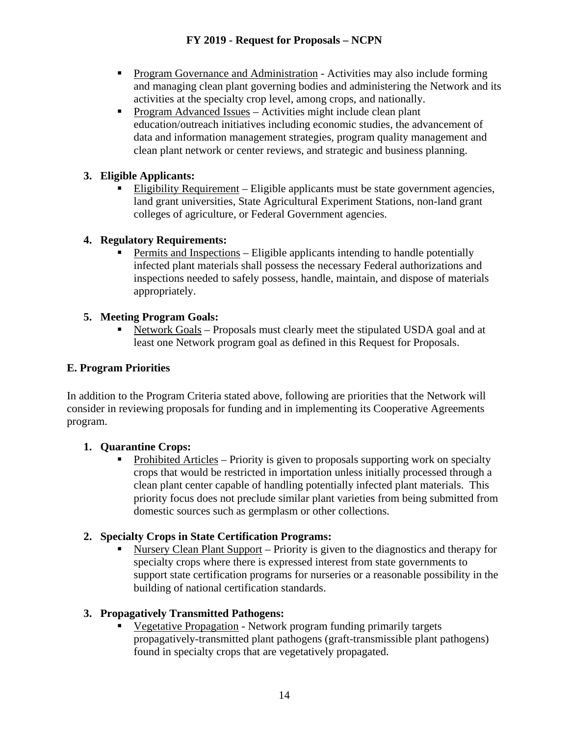- Program Governance and Administration - Activities may also include forming and managing clean plant governing bodies and administering the Network and its activities at the specialty crop level, among crops, and nationally.
- Program Advanced Issues – Activities might include clean plant education/outreach initiatives including economic studies, the advancement of data and information management strategies, program quality management and clean plant network or center reviews, and strategic and business planning.

3. **Eligible Applicants:**
   - Eligibility Requirement – Eligible applicants must be state government agencies, land grant universities, State Agricultural Experiment Stations, non-land grant colleges of agriculture, or Federal Government agencies.

4. **Regulatory Requirements:**
   - Permits and Inspections – Eligible applicants intending to handle potentially infected plant materials shall possess the necessary Federal authorizations and inspections needed to safely possess, handle, maintain, and dispose of materials appropriately.

5. **Meeting Program Goals:**
   - Network Goals – Proposals must clearly meet the stipulated USDA goal and at least one Network program goal as defined in this Request for Proposals.

### E. Program Priorities

In addition to the Program Criteria stated above, following are priorities that the Network will consider in reviewing proposals for funding and in implementing its Cooperative Agreements program.

1. **Quarantine Crops:**
   - Prohibited Articles – Priority is given to proposals supporting work on specialty crops that would be restricted in importation unless initially processed through a clean plant center capable of handling potentially infected plant materials. This priority focus does not preclude similar plant varieties from being submitted from domestic sources such as germplasm or other collections.

2. **Specialty Crops in State Certification Programs:**
   - Nursery Clean Plant Support – Priority is given to the diagnostics and therapy for specialty crops where there is expressed interest from state governments to support state certification programs for nurseries or a reasonable possibility in the building of national certification standards.

3. **Propagatively Transmitted Pathogens:**
   - Vegetative Propagation - Network program funding primarily targets propagatively-transmitted plant pathogens (graft-transmissible plant pathogens) found in specialty crops that are vegetatively propagated.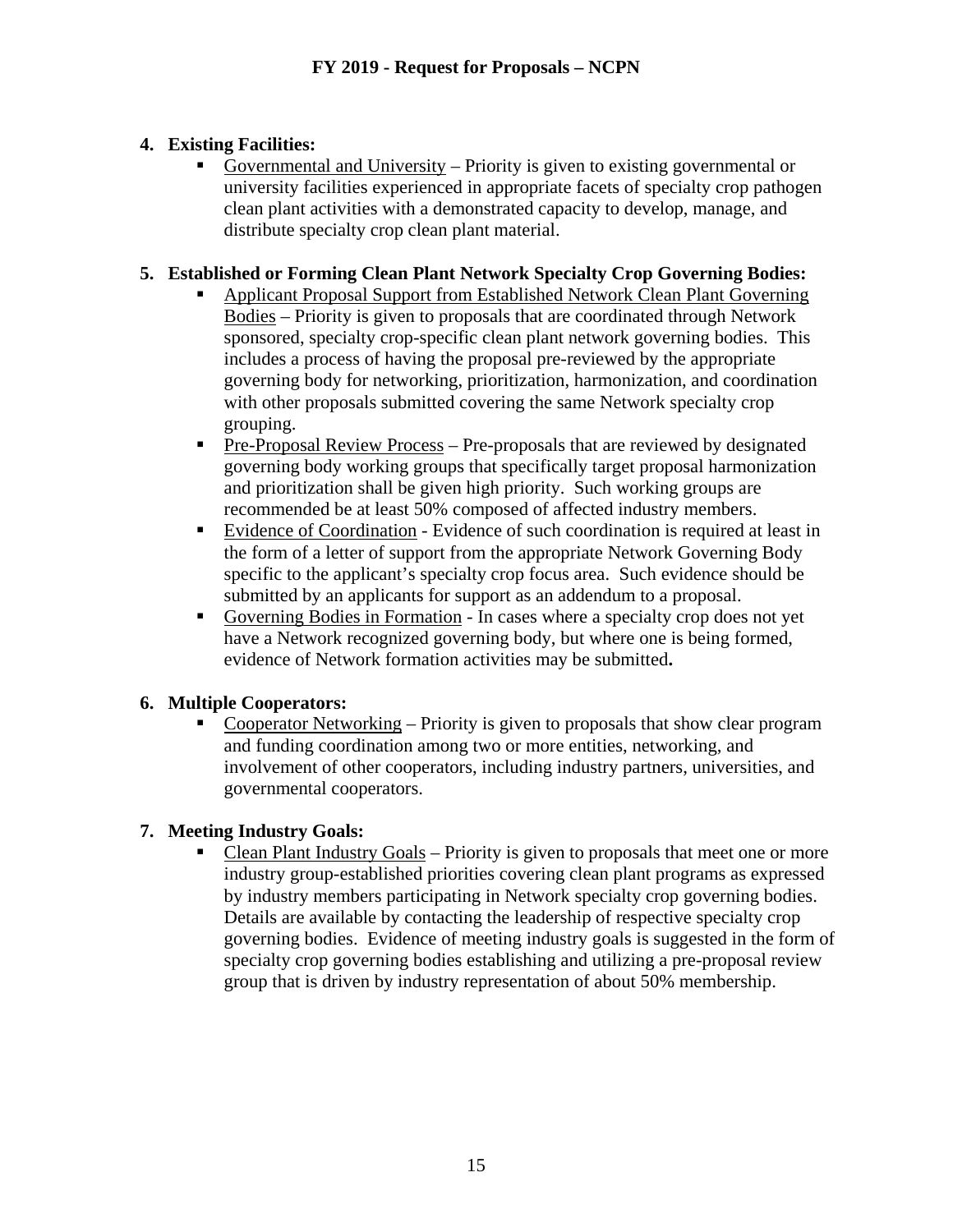4. **Existing Facilities:**
   - Governmental and University – Priority is given to existing governmental or university facilities experienced in appropriate facets of specialty crop pathogen clean plant activities with a demonstrated capacity to develop, manage, and distribute specialty crop clean plant material.

5. **Established or Forming Clean Plant Network Specialty Crop Governing Bodies:**
   - Applicant Proposal Support from Established Network Clean Plant Governing Bodies – Priority is given to proposals that are coordinated through Network sponsored, specialty crop-specific clean plant network governing bodies. This includes a process of having the proposal pre-reviewed by the appropriate governing body for networking, prioritization, harmonization, and coordination with other proposals submitted covering the same Network specialty crop grouping.
   - Pre-Proposal Review Process – Pre-proposals that are reviewed by designated governing body working groups that specifically target proposal harmonization and prioritization shall be given high priority. Such working groups are recommended be at least 50% composed of affected industry members.
   - Evidence of Coordination - Evidence of such coordination is required at least in the form of a letter of support from the appropriate Network Governing Body specific to the applicant's specialty crop focus area. Such evidence should be submitted by an applicants for support as an addendum to a proposal.
   - Governing Bodies in Formation - In cases where a specialty crop does not yet have a Network recognized governing body, but where one is being formed, evidence of Network formation activities may be submitted**.**

6. **Multiple Cooperators:**
   - Cooperator Networking – Priority is given to proposals that show clear program and funding coordination among two or more entities, networking, and involvement of other cooperators, including industry partners, universities, and governmental cooperators.

7. **Meeting Industry Goals:**
   - Clean Plant Industry Goals – Priority is given to proposals that meet one or more industry group-established priorities covering clean plant programs as expressed by industry members participating in Network specialty crop governing bodies. Details are available by contacting the leadership of respective specialty crop governing bodies. Evidence of meeting industry goals is suggested in the form of specialty crop governing bodies establishing and utilizing a pre-proposal review group that is driven by industry representation of about 50% membership.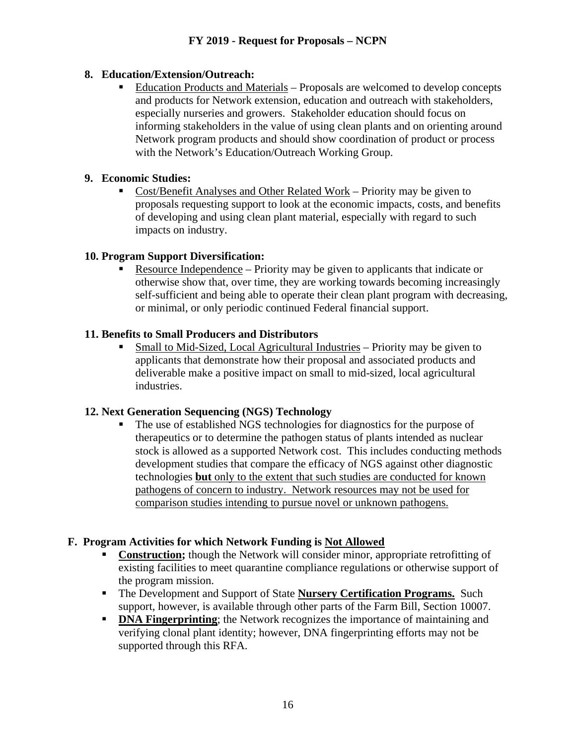**8. Education/Extension/Outreach:**

- <u>Education Products and Materials</u> – Proposals are welcomed to develop concepts and products for Network extension, education and outreach with stakeholders, especially nurseries and growers. Stakeholder education should focus on informing stakeholders in the value of using clean plants and on orienting around Network program products and should show coordination of product or process with the Network's Education/Outreach Working Group.

**9. Economic Studies:**

- <u>Cost/Benefit Analyses and Other Related Work</u> – Priority may be given to proposals requesting support to look at the economic impacts, costs, and benefits of developing and using clean plant material, especially with regard to such impacts on industry.

**10. Program Support Diversification:**

- <u>Resource Independence</u> – Priority may be given to applicants that indicate or otherwise show that, over time, they are working towards becoming increasingly self-sufficient and being able to operate their clean plant program with decreasing, or minimal, or only periodic continued Federal financial support.

**11. Benefits to Small Producers and Distributors**

- <u>Small to Mid-Sized, Local Agricultural Industries</u> – Priority may be given to applicants that demonstrate how their proposal and associated products and deliverable make a positive impact on small to mid-sized, local agricultural industries.

**12. Next Generation Sequencing (NGS) Technology**

- The use of established NGS technologies for diagnostics for the purpose of therapeutics or to determine the pathogen status of plants intended as nuclear stock is allowed as a supported Network cost. This includes conducting methods development studies that compare the efficacy of NGS against other diagnostic technologies <u>**but** only to the extent that such studies are conducted for known pathogens of concern to industry. Network resources may not be used for comparison studies intending to pursue novel or unknown pathogens.</u>

## F. Program Activities for which Network Funding is <u>Not Allowed</u>

- <u>**Construction**</u>**;** though the Network will consider minor, appropriate retrofitting of existing facilities to meet quarantine compliance regulations or otherwise support of the program mission.
- The Development and Support of State <u>**Nursery Certification Programs.**</u> Such support, however, is available through other parts of the Farm Bill, Section 10007.
- <u>**DNA Fingerprinting**</u>; the Network recognizes the importance of maintaining and verifying clonal plant identity; however, DNA fingerprinting efforts may not be supported through this RFA.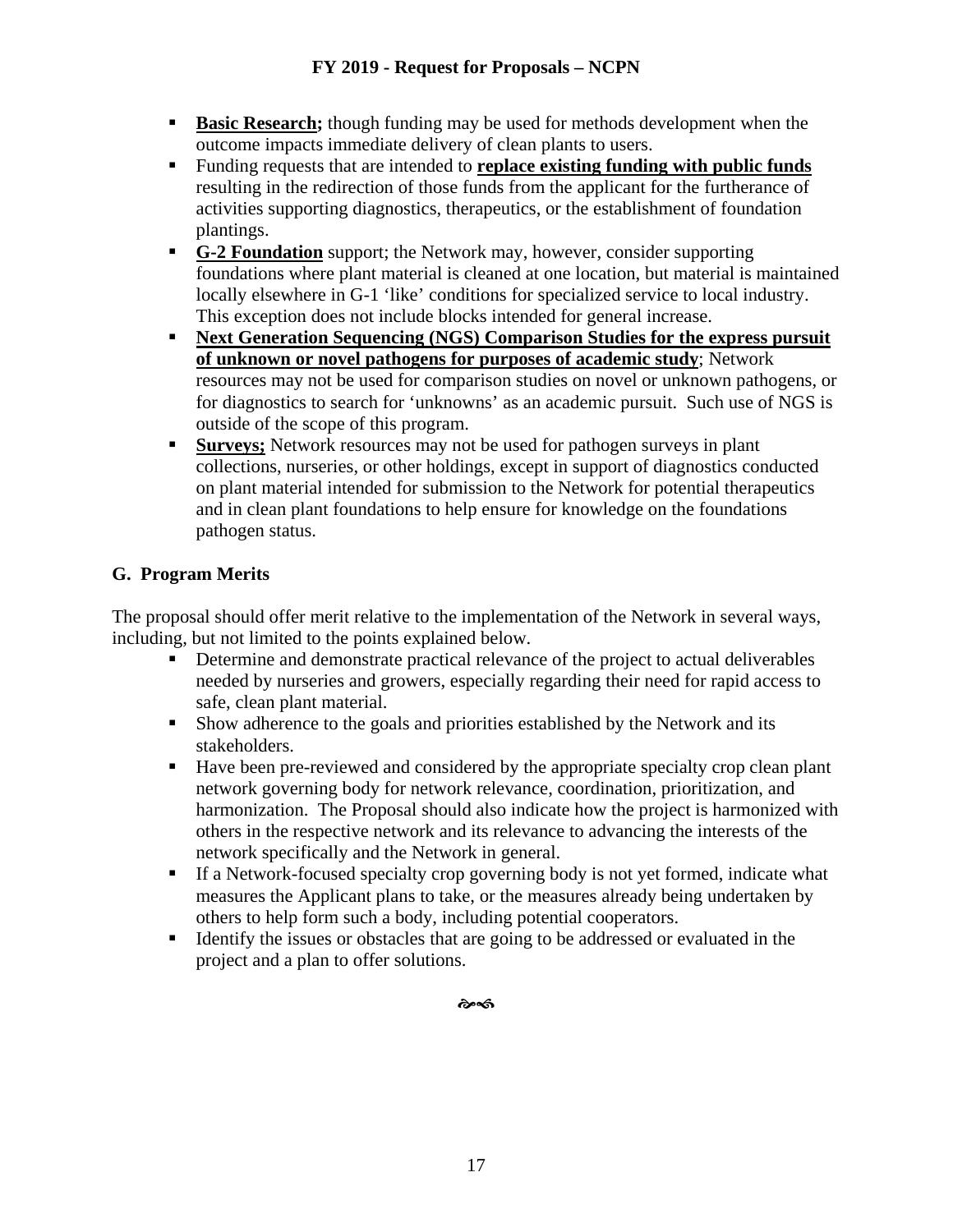- **Basic Research;** though funding may be used for methods development when the outcome impacts immediate delivery of clean plants to users.
- Funding requests that are intended to **replace existing funding with public funds** resulting in the redirection of those funds from the applicant for the furtherance of activities supporting diagnostics, therapeutics, or the establishment of foundation plantings.
- **G-2 Foundation** support; the Network may, however, consider supporting foundations where plant material is cleaned at one location, but material is maintained locally elsewhere in G-1 'like' conditions for specialized service to local industry. This exception does not include blocks intended for general increase.
- **Next Generation Sequencing (NGS) Comparison Studies for the express pursuit of unknown or novel pathogens for purposes of academic study**; Network resources may not be used for comparison studies on novel or unknown pathogens, or for diagnostics to search for 'unknowns' as an academic pursuit. Such use of NGS is outside of the scope of this program.
- **Surveys;** Network resources may not be used for pathogen surveys in plant collections, nurseries, or other holdings, except in support of diagnostics conducted on plant material intended for submission to the Network for potential therapeutics and in clean plant foundations to help ensure for knowledge on the foundations pathogen status.

## G. Program Merits

The proposal should offer merit relative to the implementation of the Network in several ways, including, but not limited to the points explained below.

- Determine and demonstrate practical relevance of the project to actual deliverables needed by nurseries and growers, especially regarding their need for rapid access to safe, clean plant material.
- Show adherence to the goals and priorities established by the Network and its stakeholders.
- Have been pre-reviewed and considered by the appropriate specialty crop clean plant network governing body for network relevance, coordination, prioritization, and harmonization. The Proposal should also indicate how the project is harmonized with others in the respective network and its relevance to advancing the interests of the network specifically and the Network in general.
- If a Network-focused specialty crop governing body is not yet formed, indicate what measures the Applicant plans to take, or the measures already being undertaken by others to help form such a body, including potential cooperators.
- Identify the issues or obstacles that are going to be addressed or evaluated in the project and a plan to offer solutions.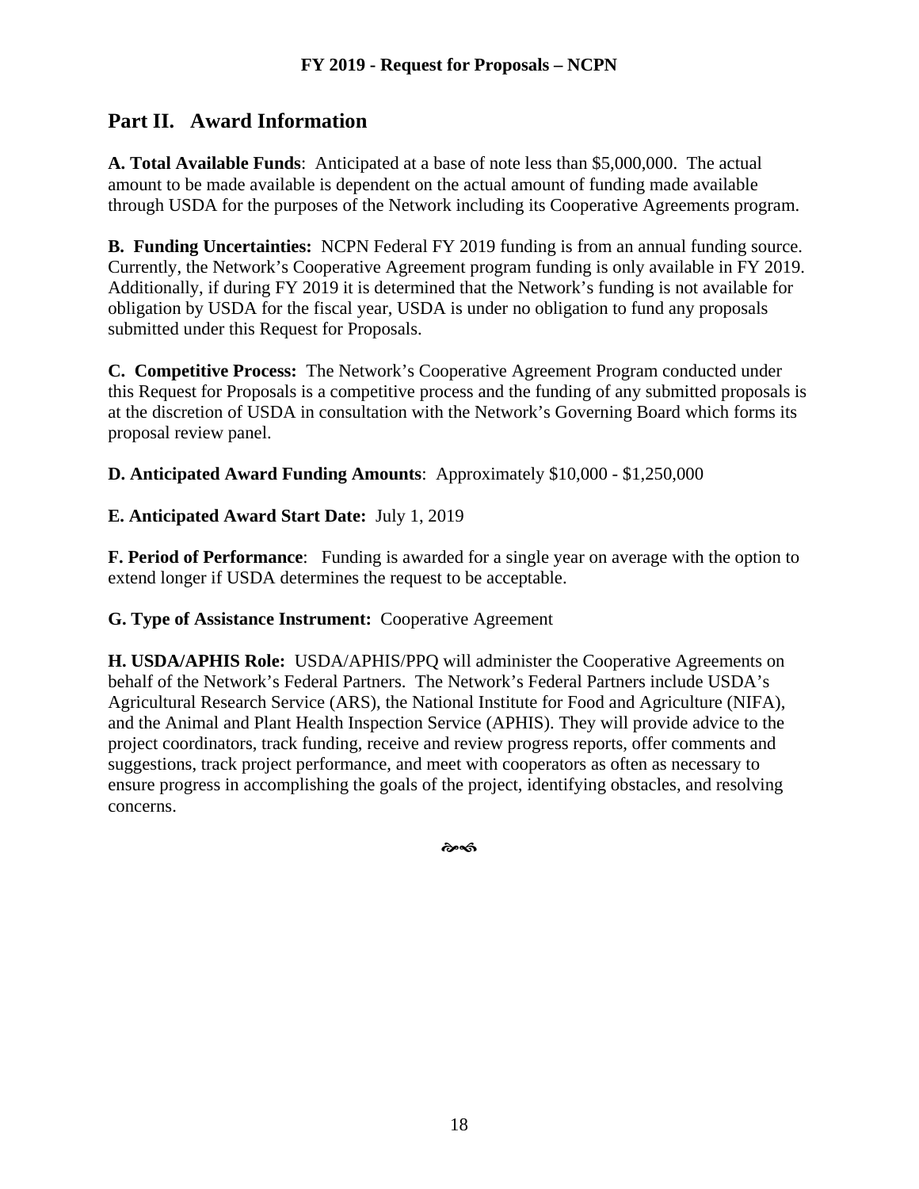## Part II. Award Information

**A. Total Available Funds**: Anticipated at a base of note less than $5,000,000. The actual amount to be made available is dependent on the actual amount of funding made available through USDA for the purposes of the Network including its Cooperative Agreements program.

**B. Funding Uncertainties:** NCPN Federal FY 2019 funding is from an annual funding source. Currently, the Network's Cooperative Agreement program funding is only available in FY 2019. Additionally, if during FY 2019 it is determined that the Network's funding is not available for obligation by USDA for the fiscal year, USDA is under no obligation to fund any proposals submitted under this Request for Proposals.

**C. Competitive Process:** The Network's Cooperative Agreement Program conducted under this Request for Proposals is a competitive process and the funding of any submitted proposals is at the discretion of USDA in consultation with the Network's Governing Board which forms its proposal review panel.

**D. Anticipated Award Funding Amounts**: Approximately $10,000 - $1,250,000

**E. Anticipated Award Start Date:** July 1, 2019

**F. Period of Performance**: Funding is awarded for a single year on average with the option to extend longer if USDA determines the request to be acceptable.

**G. Type of Assistance Instrument:** Cooperative Agreement

**H. USDA/APHIS Role:** USDA/APHIS/PPQ will administer the Cooperative Agreements on behalf of the Network's Federal Partners. The Network's Federal Partners include USDA's Agricultural Research Service (ARS), the National Institute for Food and Agriculture (NIFA), and the Animal and Plant Health Inspection Service (APHIS). They will provide advice to the project coordinators, track funding, receive and review progress reports, offer comments and suggestions, track project performance, and meet with cooperators as often as necessary to ensure progress in accomplishing the goals of the project, identifying obstacles, and resolving concerns.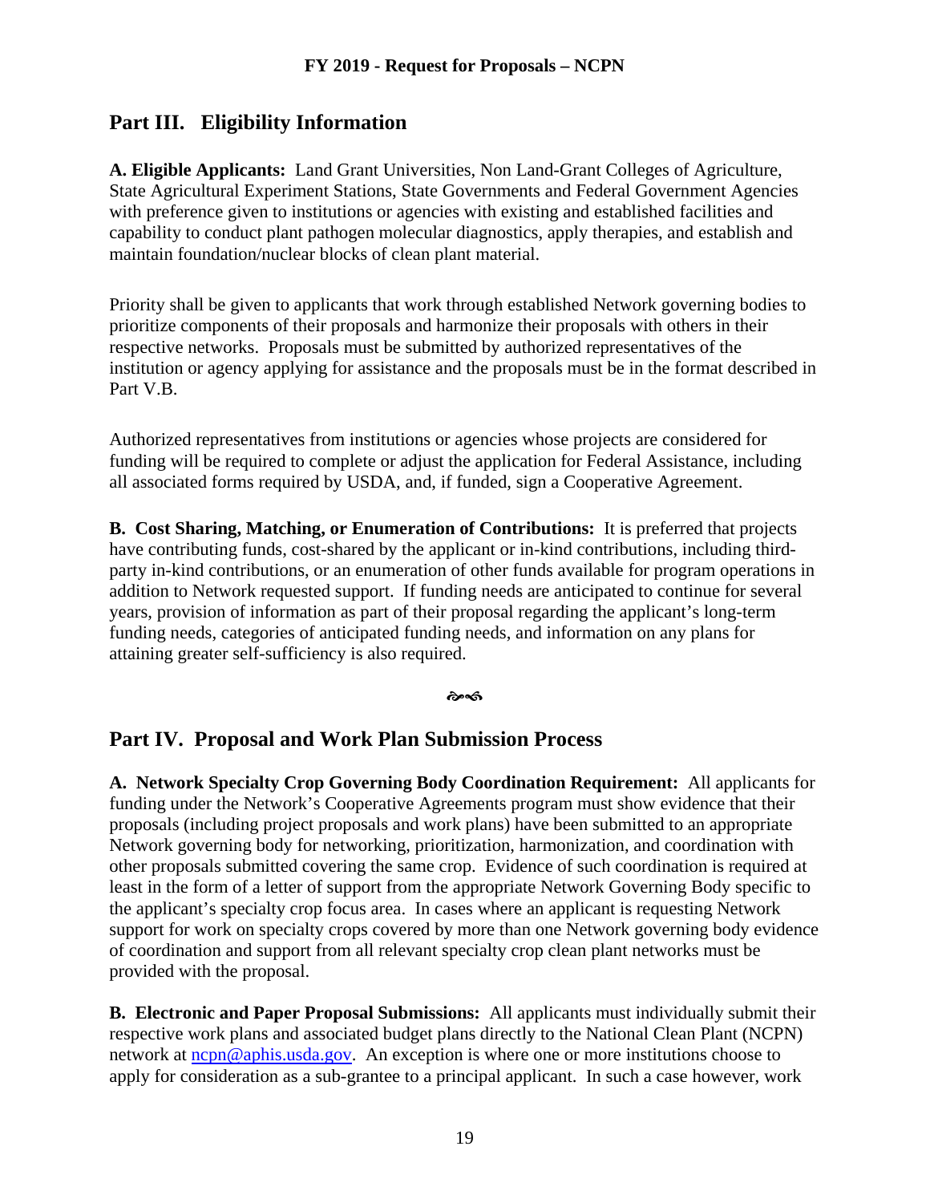## Part III. Eligibility Information

**A. Eligible Applicants:** Land Grant Universities, Non Land-Grant Colleges of Agriculture, State Agricultural Experiment Stations, State Governments and Federal Government Agencies with preference given to institutions or agencies with existing and established facilities and capability to conduct plant pathogen molecular diagnostics, apply therapies, and establish and maintain foundation/nuclear blocks of clean plant material.

Priority shall be given to applicants that work through established Network governing bodies to prioritize components of their proposals and harmonize their proposals with others in their respective networks. Proposals must be submitted by authorized representatives of the institution or agency applying for assistance and the proposals must be in the format described in Part V.B.

Authorized representatives from institutions or agencies whose projects are considered for funding will be required to complete or adjust the application for Federal Assistance, including all associated forms required by USDA, and, if funded, sign a Cooperative Agreement.

**B. Cost Sharing, Matching, or Enumeration of Contributions:** It is preferred that projects have contributing funds, cost-shared by the applicant or in-kind contributions, including third-party in-kind contributions, or an enumeration of other funds available for program operations in addition to Network requested support. If funding needs are anticipated to continue for several years, provision of information as part of their proposal regarding the applicant's long-term funding needs, categories of anticipated funding needs, and information on any plans for attaining greater self-sufficiency is also required.

## Part IV. Proposal and Work Plan Submission Process

**A. Network Specialty Crop Governing Body Coordination Requirement:** All applicants for funding under the Network's Cooperative Agreements program must show evidence that their proposals (including project proposals and work plans) have been submitted to an appropriate Network governing body for networking, prioritization, harmonization, and coordination with other proposals submitted covering the same crop. Evidence of such coordination is required at least in the form of a letter of support from the appropriate Network Governing Body specific to the applicant's specialty crop focus area. In cases where an applicant is requesting Network support for work on specialty crops covered by more than one Network governing body evidence of coordination and support from all relevant specialty crop clean plant networks must be provided with the proposal.

**B. Electronic and Paper Proposal Submissions:** All applicants must individually submit their respective work plans and associated budget plans directly to the National Clean Plant (NCPN) network at ncpn@aphis.usda.gov. An exception is where one or more institutions choose to apply for consideration as a sub-grantee to a principal applicant. In such a case however, work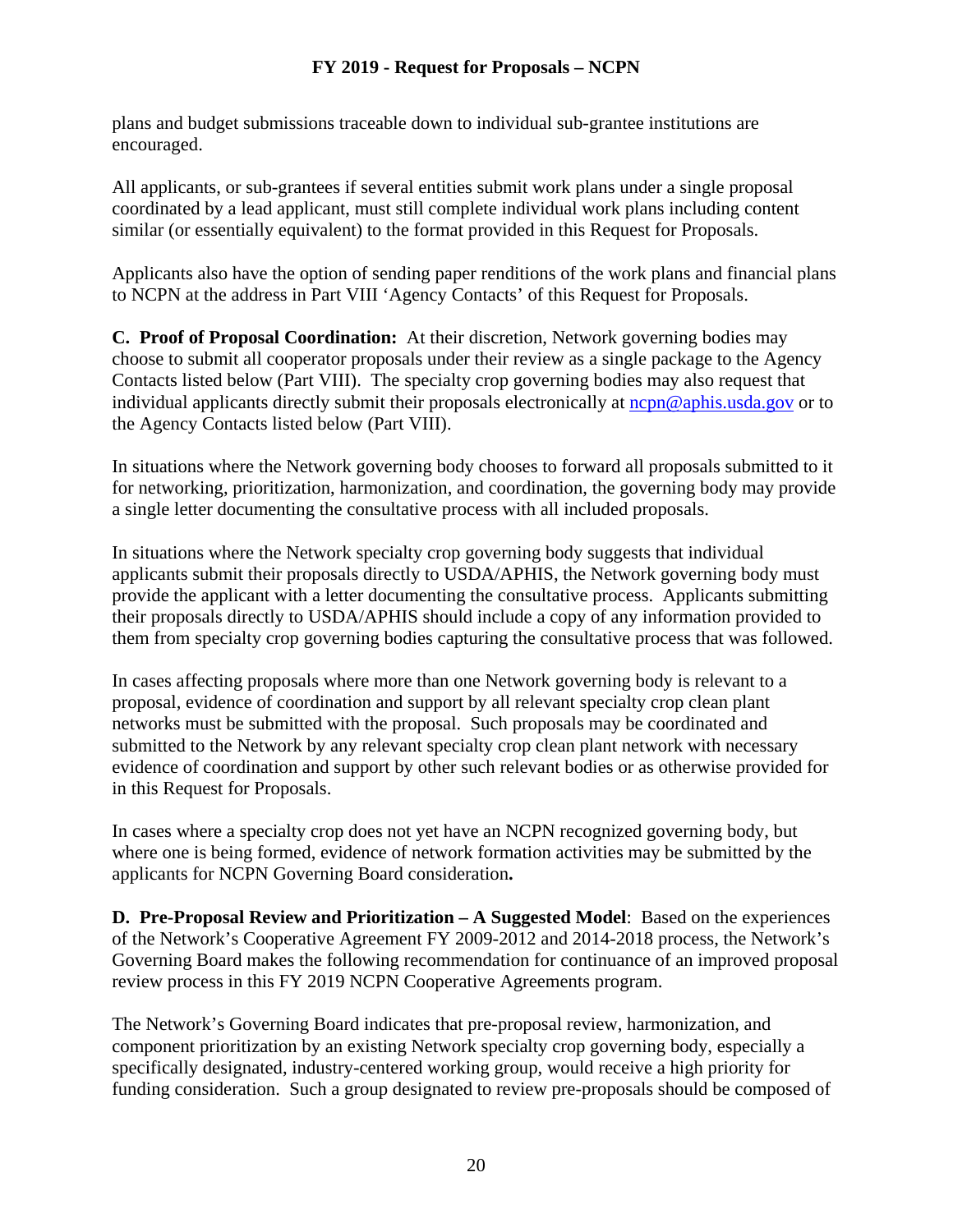plans and budget submissions traceable down to individual sub-grantee institutions are encouraged.

All applicants, or sub-grantees if several entities submit work plans under a single proposal coordinated by a lead applicant, must still complete individual work plans including content similar (or essentially equivalent) to the format provided in this Request for Proposals.

Applicants also have the option of sending paper renditions of the work plans and financial plans to NCPN at the address in Part VIII 'Agency Contacts' of this Request for Proposals.

**C. Proof of Proposal Coordination:** At their discretion, Network governing bodies may choose to submit all cooperator proposals under their review as a single package to the Agency Contacts listed below (Part VIII). The specialty crop governing bodies may also request that individual applicants directly submit their proposals electronically at ncpn@aphis.usda.gov or to the Agency Contacts listed below (Part VIII).

In situations where the Network governing body chooses to forward all proposals submitted to it for networking, prioritization, harmonization, and coordination, the governing body may provide a single letter documenting the consultative process with all included proposals.

In situations where the Network specialty crop governing body suggests that individual applicants submit their proposals directly to USDA/APHIS, the Network governing body must provide the applicant with a letter documenting the consultative process. Applicants submitting their proposals directly to USDA/APHIS should include a copy of any information provided to them from specialty crop governing bodies capturing the consultative process that was followed.

In cases affecting proposals where more than one Network governing body is relevant to a proposal, evidence of coordination and support by all relevant specialty crop clean plant networks must be submitted with the proposal. Such proposals may be coordinated and submitted to the Network by any relevant specialty crop clean plant network with necessary evidence of coordination and support by other such relevant bodies or as otherwise provided for in this Request for Proposals.

In cases where a specialty crop does not yet have an NCPN recognized governing body, but where one is being formed, evidence of network formation activities may be submitted by the applicants for NCPN Governing Board consideration**.**

**D. Pre-Proposal Review and Prioritization – A Suggested Model**: Based on the experiences of the Network's Cooperative Agreement FY 2009-2012 and 2014-2018 process, the Network's Governing Board makes the following recommendation for continuance of an improved proposal review process in this FY 2019 NCPN Cooperative Agreements program.

The Network's Governing Board indicates that pre-proposal review, harmonization, and component prioritization by an existing Network specialty crop governing body, especially a specifically designated, industry-centered working group, would receive a high priority for funding consideration. Such a group designated to review pre-proposals should be composed of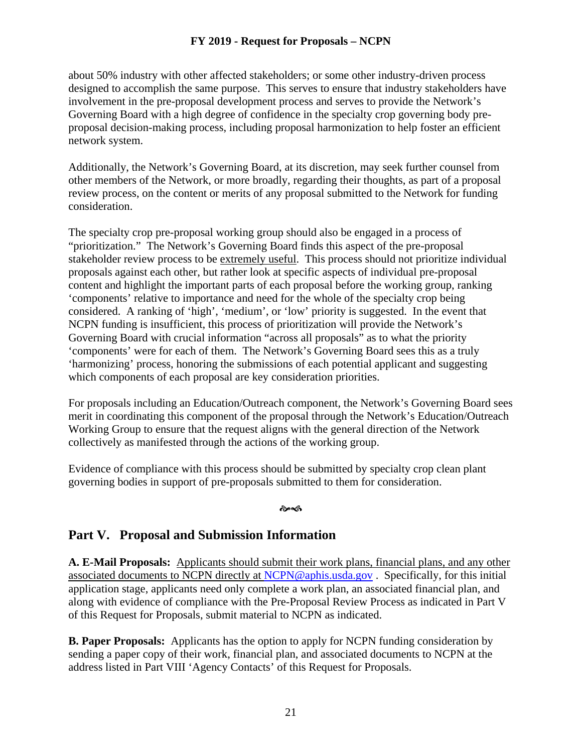about 50% industry with other affected stakeholders; or some other industry-driven process designed to accomplish the same purpose. This serves to ensure that industry stakeholders have involvement in the pre-proposal development process and serves to provide the Network's Governing Board with a high degree of confidence in the specialty crop governing body pre-proposal decision-making process, including proposal harmonization to help foster an efficient network system.

Additionally, the Network's Governing Board, at its discretion, may seek further counsel from other members of the Network, or more broadly, regarding their thoughts, as part of a proposal review process, on the content or merits of any proposal submitted to the Network for funding consideration.

The specialty crop pre-proposal working group should also be engaged in a process of "prioritization." The Network's Governing Board finds this aspect of the pre-proposal stakeholder review process to be extremely useful. This process should not prioritize individual proposals against each other, but rather look at specific aspects of individual pre-proposal content and highlight the important parts of each proposal before the working group, ranking 'components' relative to importance and need for the whole of the specialty crop being considered. A ranking of 'high', 'medium', or 'low' priority is suggested. In the event that NCPN funding is insufficient, this process of prioritization will provide the Network's Governing Board with crucial information "across all proposals" as to what the priority 'components' were for each of them. The Network's Governing Board sees this as a truly 'harmonizing' process, honoring the submissions of each potential applicant and suggesting which components of each proposal are key consideration priorities.

For proposals including an Education/Outreach component, the Network's Governing Board sees merit in coordinating this component of the proposal through the Network's Education/Outreach Working Group to ensure that the request aligns with the general direction of the Network collectively as manifested through the actions of the working group.

Evidence of compliance with this process should be submitted by specialty crop clean plant governing bodies in support of pre-proposals submitted to them for consideration.

## Part V. Proposal and Submission Information

**A. E-Mail Proposals:** Applicants should submit their work plans, financial plans, and any other associated documents to NCPN directly at NCPN@aphis.usda.gov . Specifically, for this initial application stage, applicants need only complete a work plan, an associated financial plan, and along with evidence of compliance with the Pre-Proposal Review Process as indicated in Part V of this Request for Proposals, submit material to NCPN as indicated.

**B. Paper Proposals:** Applicants has the option to apply for NCPN funding consideration by sending a paper copy of their work, financial plan, and associated documents to NCPN at the address listed in Part VIII 'Agency Contacts' of this Request for Proposals.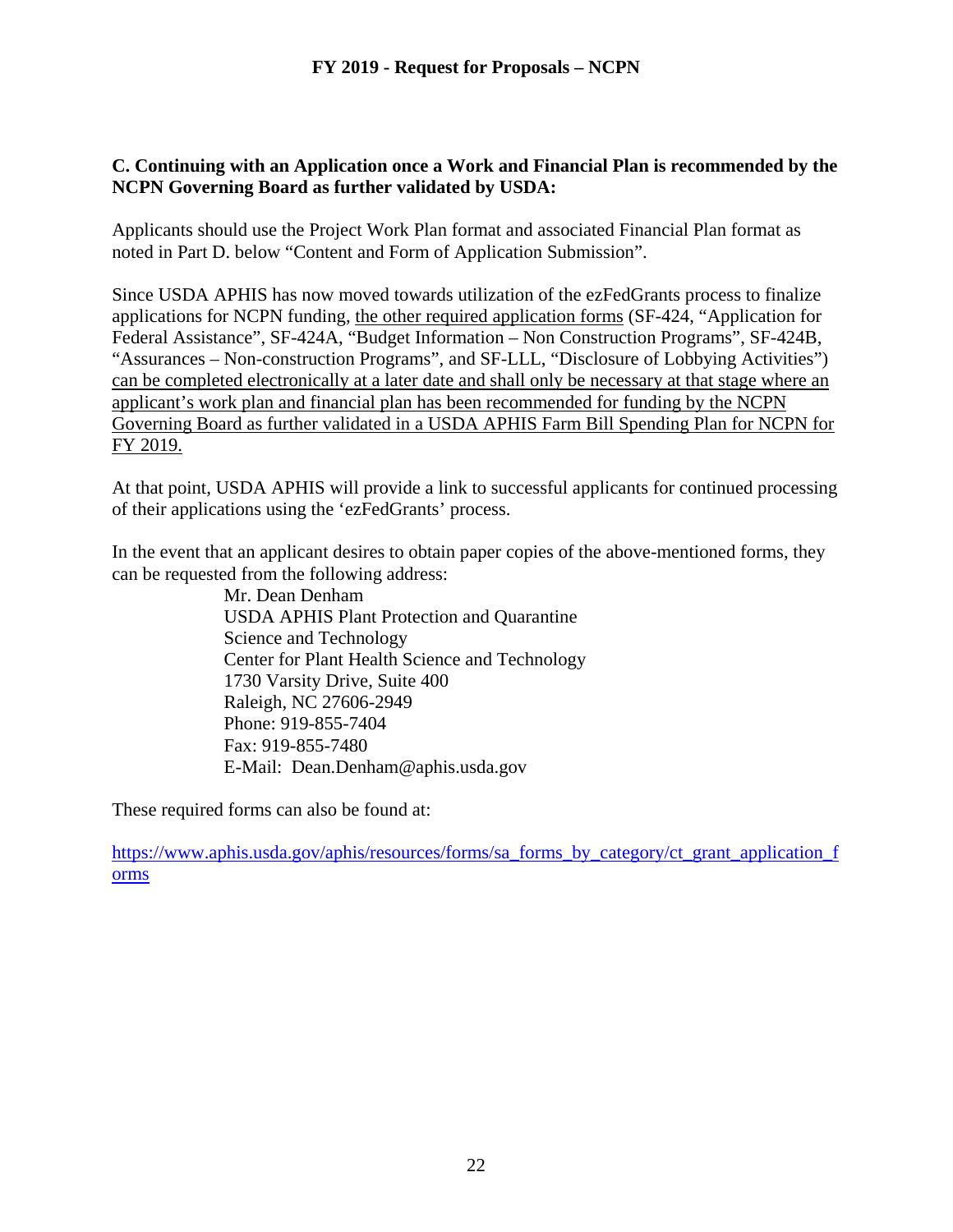### C. Continuing with an Application once a Work and Financial Plan is recommended by the NCPN Governing Board as further validated by USDA:

Applicants should use the Project Work Plan format and associated Financial Plan format as noted in Part D. below "Content and Form of Application Submission".

Since USDA APHIS has now moved towards utilization of the ezFedGrants process to finalize applications for NCPN funding, <u>the other required application forms</u> (SF-424, "Application for Federal Assistance", SF-424A, "Budget Information – Non Construction Programs", SF-424B, "Assurances – Non-construction Programs", and SF-LLL, "Disclosure of Lobbying Activities") <u>can be completed electronically at a later date and shall only be necessary at that stage where an applicant's work plan and financial plan has been recommended for funding by the NCPN Governing Board as further validated in a USDA APHIS Farm Bill Spending Plan for NCPN for FY 2019.</u>

At that point, USDA APHIS will provide a link to successful applicants for continued processing of their applications using the 'ezFedGrants' process.

In the event that an applicant desires to obtain paper copies of the above-mentioned forms, they can be requested from the following address:

Mr. Dean Denham  
USDA APHIS Plant Protection and Quarantine  
Science and Technology  
Center for Plant Health Science and Technology  
1730 Varsity Drive, Suite 400  
Raleigh, NC 27606-2949  
Phone: 919-855-7404  
Fax: 919-855-7480  
E-Mail: Dean.Denham@aphis.usda.gov

These required forms can also be found at:

https://www.aphis.usda.gov/aphis/resources/forms/sa_forms_by_category/ct_grant_application_forms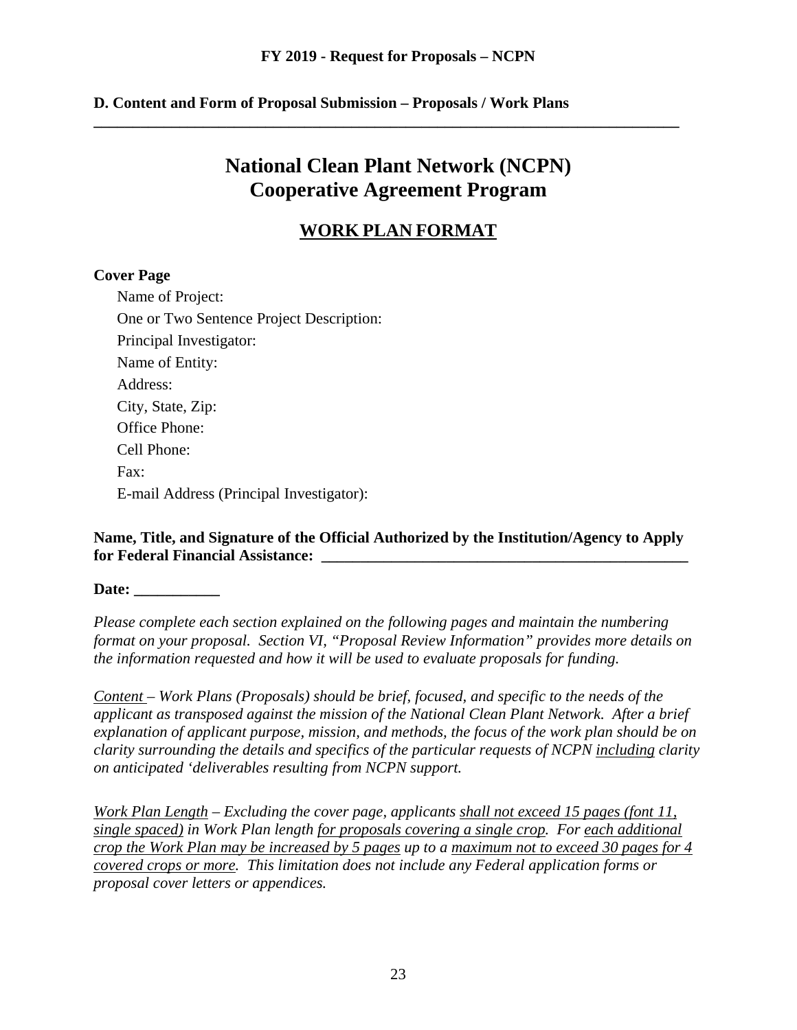**D. Content and Form of Proposal Submission – Proposals / Work Plans**

---

# National Clean Plant Network (NCPN) Cooperative Agreement Program

## WORK PLAN FORMAT

**Cover Page**

Name of Project:

One or Two Sentence Project Description:

Principal Investigator:

Name of Entity:

Address:

City, State, Zip:

Office Phone:

Cell Phone:

Fax:

E-mail Address (Principal Investigator):

**Name, Title, and Signature of the Official Authorized by the Institution/Agency to Apply for Federal Financial Assistance: ________________________________________________**

**Date: ___________**

*Please complete each section explained on the following pages and maintain the numbering format on your proposal. Section VI, "Proposal Review Information" provides more details on the information requested and how it will be used to evaluate proposals for funding.*

*<u>Content</u> – Work Plans (Proposals) should be brief, focused, and specific to the needs of the applicant as transposed against the mission of the National Clean Plant Network. After a brief explanation of applicant purpose, mission, and methods, the focus of the work plan should be on clarity surrounding the details and specifics of the particular requests of NCPN <u>including</u> clarity on anticipated 'deliverables resulting from NCPN support.*

*<u>Work Plan Length</u> – Excluding the cover page, applicants <u>shall not exceed 15 pages (font 11, single spaced)</u> in Work Plan length <u>for proposals covering a single crop</u>. For <u>each additional crop the Work Plan may be increased by 5 pages</u> up to a <u>maximum not to exceed 30 pages for 4 covered crops or more</u>. This limitation does not include any Federal application forms or proposal cover letters or appendices.*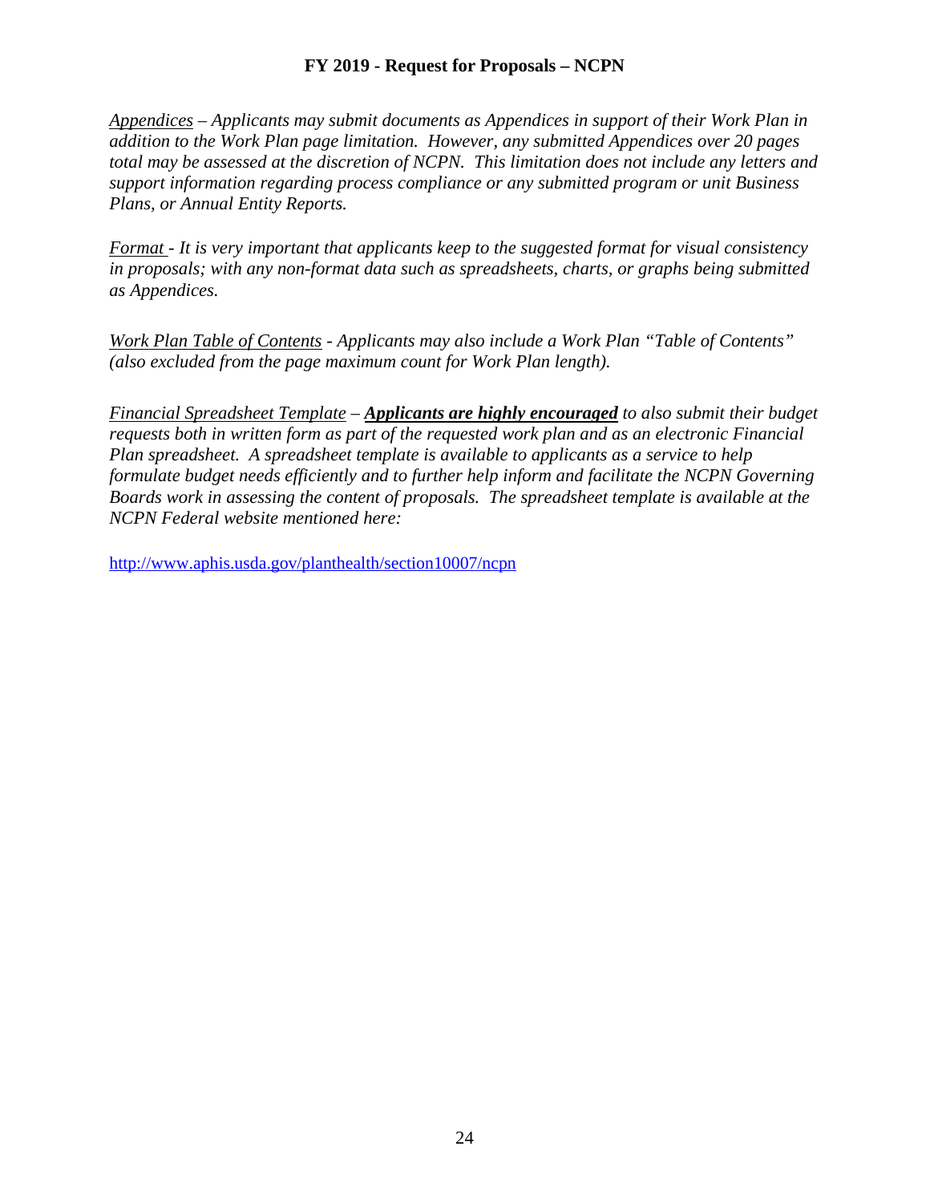*<u>Appendices</u> – Applicants may submit documents as Appendices in support of their Work Plan in addition to the Work Plan page limitation. However, any submitted Appendices over 20 pages total may be assessed at the discretion of NCPN. This limitation does not include any letters and support information regarding process compliance or any submitted program or unit Business Plans, or Annual Entity Reports.*

*<u>Format</u> - It is very important that applicants keep to the suggested format for visual consistency in proposals; with any non-format data such as spreadsheets, charts, or graphs being submitted as Appendices.*

*<u>Work Plan Table of Contents</u> - Applicants may also include a Work Plan "Table of Contents" (also excluded from the page maximum count for Work Plan length).*

*<u>Financial Spreadsheet Template</u> – **<u>Applicants are highly encouraged</u>** to also submit their budget requests both in written form as part of the requested work plan and as an electronic Financial Plan spreadsheet. A spreadsheet template is available to applicants as a service to help formulate budget needs efficiently and to further help inform and facilitate the NCPN Governing Boards work in assessing the content of proposals. The spreadsheet template is available at the NCPN Federal website mentioned here:*

http://www.aphis.usda.gov/planthealth/section10007/ncpn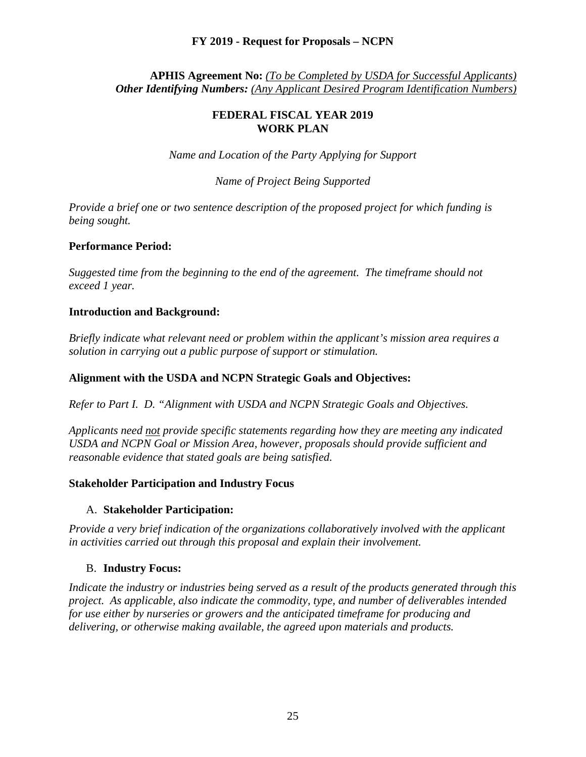**APHIS Agreement No:** *(To be Completed by USDA for Successful Applicants)*
***Other Identifying Numbers:*** *(Any Applicant Desired Program Identification Numbers)*

## FEDERAL FISCAL YEAR 2019
## WORK PLAN

*Name and Location of the Party Applying for Support*

*Name of Project Being Supported*

*Provide a brief one or two sentence description of the proposed project for which funding is being sought.*

**Performance Period:**

*Suggested time from the beginning to the end of the agreement. The timeframe should not exceed 1 year.*

**Introduction and Background:**

*Briefly indicate what relevant need or problem within the applicant's mission area requires a solution in carrying out a public purpose of support or stimulation.*

**Alignment with the USDA and NCPN Strategic Goals and Objectives:**

*Refer to Part I. D. "Alignment with USDA and NCPN Strategic Goals and Objectives.*

*Applicants need not provide specific statements regarding how they are meeting any indicated USDA and NCPN Goal or Mission Area, however, proposals should provide sufficient and reasonable evidence that stated goals are being satisfied.*

**Stakeholder Participation and Industry Focus**

A. **Stakeholder Participation:**

*Provide a very brief indication of the organizations collaboratively involved with the applicant in activities carried out through this proposal and explain their involvement.*

B. **Industry Focus:**

*Indicate the industry or industries being served as a result of the products generated through this project. As applicable, also indicate the commodity, type, and number of deliverables intended for use either by nurseries or growers and the anticipated timeframe for producing and delivering, or otherwise making available, the agreed upon materials and products.*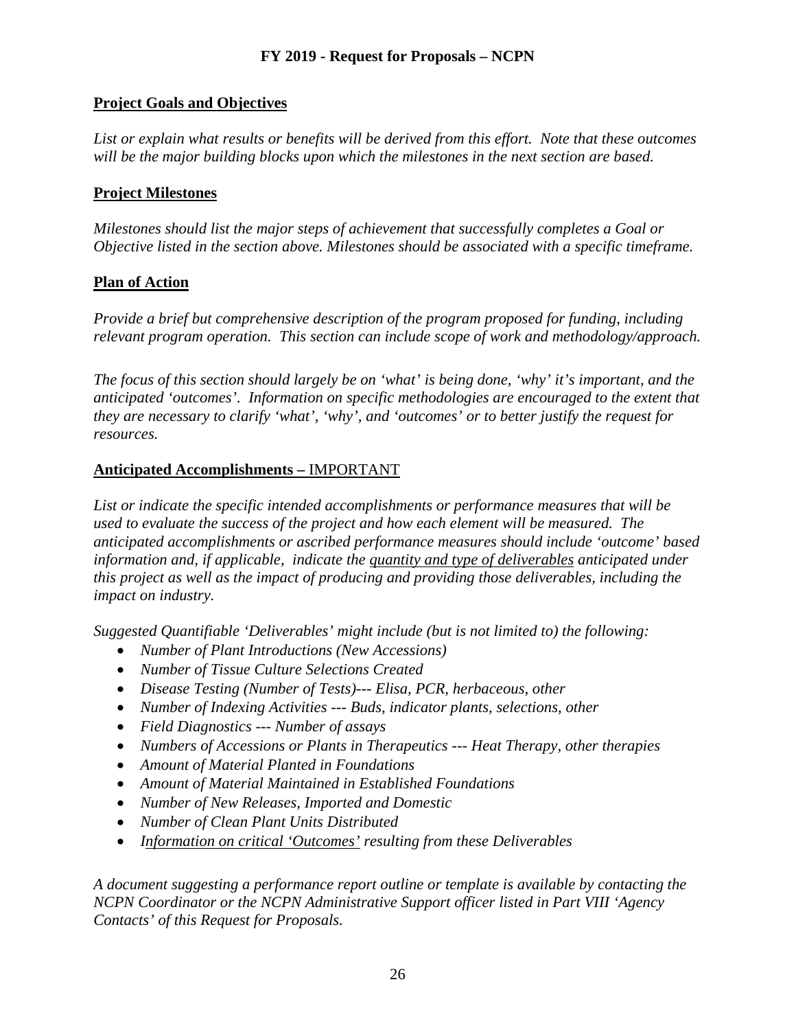## Project Goals and Objectives

*List or explain what results or benefits will be derived from this effort. Note that these outcomes will be the major building blocks upon which the milestones in the next section are based.*

## Project Milestones

*Milestones should list the major steps of achievement that successfully completes a Goal or Objective listed in the section above. Milestones should be associated with a specific timeframe.*

## Plan of Action

*Provide a brief but comprehensive description of the program proposed for funding, including relevant program operation. This section can include scope of work and methodology/approach.*

*The focus of this section should largely be on 'what' is being done, 'why' it's important, and the anticipated 'outcomes'. Information on specific methodologies are encouraged to the extent that they are necessary to clarify 'what', 'why', and 'outcomes' or to better justify the request for resources.*

## Anticipated Accomplishments – IMPORTANT

*List or indicate the specific intended accomplishments or performance measures that will be used to evaluate the success of the project and how each element will be measured. The anticipated accomplishments or ascribed performance measures should include 'outcome' based information and, if applicable, indicate the quantity and type of deliverables anticipated under this project as well as the impact of producing and providing those deliverables, including the impact on industry.*

*Suggested Quantifiable 'Deliverables' might include (but is not limited to) the following:*

- *Number of Plant Introductions (New Accessions)*
- *Number of Tissue Culture Selections Created*
- *Disease Testing (Number of Tests)--- Elisa, PCR, herbaceous, other*
- *Number of Indexing Activities --- Buds, indicator plants, selections, other*
- *Field Diagnostics --- Number of assays*
- *Numbers of Accessions or Plants in Therapeutics --- Heat Therapy, other therapies*
- *Amount of Material Planted in Foundations*
- *Amount of Material Maintained in Established Foundations*
- *Number of New Releases, Imported and Domestic*
- *Number of Clean Plant Units Distributed*
- *Information on critical 'Outcomes' resulting from these Deliverables*

*A document suggesting a performance report outline or template is available by contacting the NCPN Coordinator or the NCPN Administrative Support officer listed in Part VIII 'Agency Contacts' of this Request for Proposals.*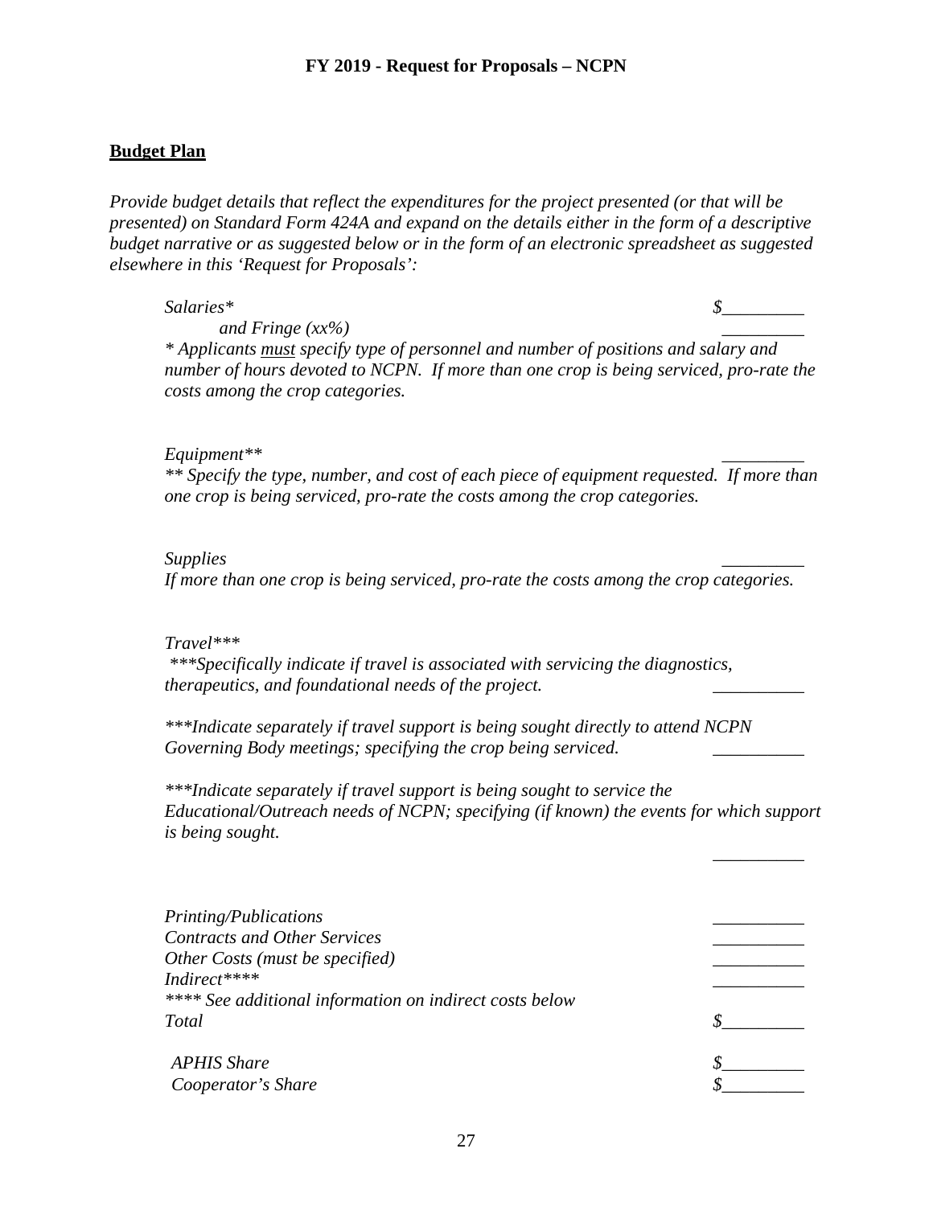## Budget Plan

*Provide budget details that reflect the expenditures for the project presented (or that will be presented) on Standard Form 424A and expand on the details either in the form of a descriptive budget narrative or as suggested below or in the form of an electronic spreadsheet as suggested elsewhere in this 'Request for Proposals':*

*Salaries** $_________

*and Fringe (xx%)* _________

*\* Applicants must specify type of personnel and number of positions and salary and number of hours devoted to NCPN. If more than one crop is being serviced, pro-rate the costs among the crop categories.*

*Equipment*** _________

*\*\* Specify the type, number, and cost of each piece of equipment requested. If more than one crop is being serviced, pro-rate the costs among the crop categories.*

*Supplies* _________

*If more than one crop is being serviced, pro-rate the costs among the crop categories.*

*Travel****

*\*\*\*Specifically indicate if travel is associated with servicing the diagnostics, therapeutics, and foundational needs of the project.* __________

*\*\*\*Indicate separately if travel support is being sought directly to attend NCPN Governing Body meetings; specifying the crop being serviced.* __________

*\*\*\*Indicate separately if travel support is being sought to service the Educational/Outreach needs of NCPN; specifying (if known) the events for which support is being sought.*

__________

*Printing/Publications* __________

*Contracts and Other Services* __________

*Other Costs (must be specified)* __________

*Indirect***** __________

*\*\*\*\* See additional information on indirect costs below*

*Total* $_________

*APHIS Share* $_________

*Cooperator's Share* $_________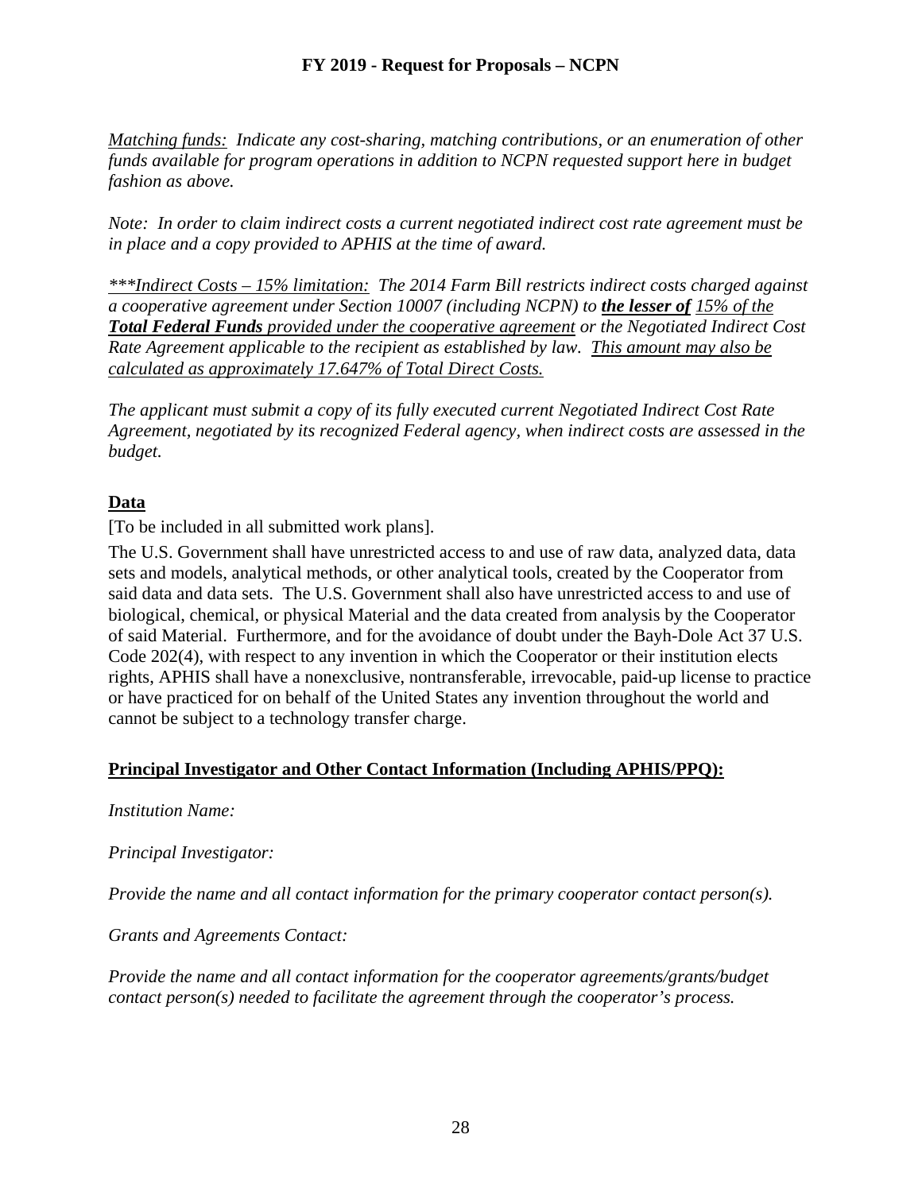*<u>Matching funds:</u> Indicate any cost-sharing, matching contributions, or an enumeration of other funds available for program operations in addition to NCPN requested support here in budget fashion as above.*

*Note: In order to claim indirect costs a current negotiated indirect cost rate agreement must be in place and a copy provided to APHIS at the time of award.*

*<u>***Indirect Costs – 15% limitation:</u> The 2014 Farm Bill restricts indirect costs charged against a cooperative agreement under Section 10007 (including NCPN) to **<u>the lesser of</u>** <u>15% of the</u> **<u>Total Federal Funds</u>** <u>provided under the cooperative agreement</u> or the Negotiated Indirect Cost Rate Agreement applicable to the recipient as established by law. <u>This amount may also be calculated as approximately 17.647% of Total Direct Costs.</u>*

*The applicant must submit a copy of its fully executed current Negotiated Indirect Cost Rate Agreement, negotiated by its recognized Federal agency, when indirect costs are assessed in the budget.*

## <u>Data</u>

[To be included in all submitted work plans].

The U.S. Government shall have unrestricted access to and use of raw data, analyzed data, data sets and models, analytical methods, or other analytical tools, created by the Cooperator from said data and data sets. The U.S. Government shall also have unrestricted access to and use of biological, chemical, or physical Material and the data created from analysis by the Cooperator of said Material. Furthermore, and for the avoidance of doubt under the Bayh-Dole Act 37 U.S. Code 202(4), with respect to any invention in which the Cooperator or their institution elects rights, APHIS shall have a nonexclusive, nontransferable, irrevocable, paid-up license to practice or have practiced for on behalf of the United States any invention throughout the world and cannot be subject to a technology transfer charge.

## <u>Principal Investigator and Other Contact Information (Including APHIS/PPQ):</u>

*Institution Name:*

*Principal Investigator:*

*Provide the name and all contact information for the primary cooperator contact person(s).*

*Grants and Agreements Contact:*

*Provide the name and all contact information for the cooperator agreements/grants/budget contact person(s) needed to facilitate the agreement through the cooperator's process.*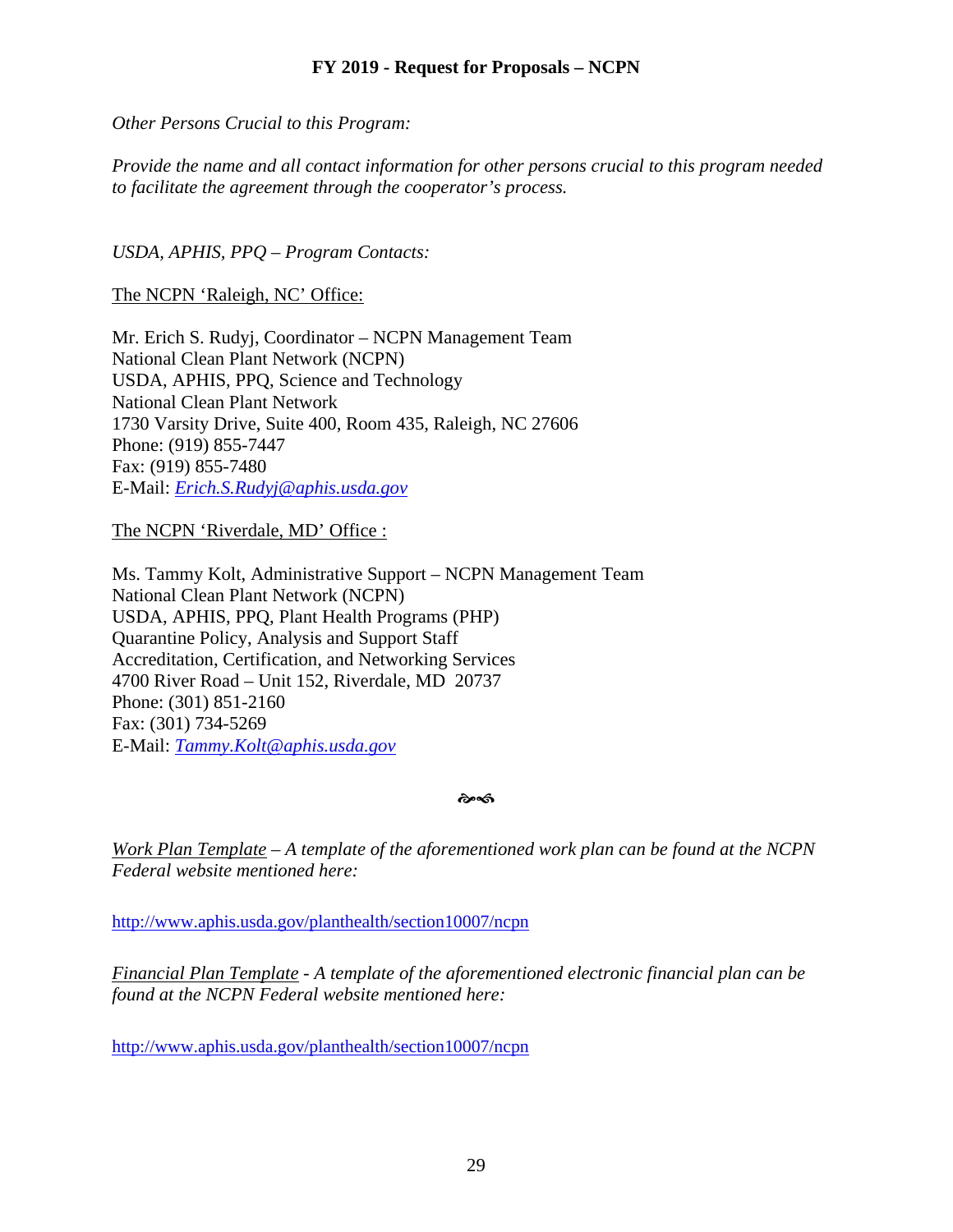*Other Persons Crucial to this Program:*

*Provide the name and all contact information for other persons crucial to this program needed to facilitate the agreement through the cooperator's process.*

*USDA, APHIS, PPQ – Program Contacts:*

<u>The NCPN 'Raleigh, NC' Office:</u>

Mr. Erich S. Rudyj, Coordinator – NCPN Management Team
National Clean Plant Network (NCPN)
USDA, APHIS, PPQ, Science and Technology
National Clean Plant Network
1730 Varsity Drive, Suite 400, Room 435, Raleigh, NC 27606
Phone: (919) 855-7447
Fax: (919) 855-7480
E-Mail: *Erich.S.Rudyj@aphis.usda.gov*

<u>The NCPN 'Riverdale, MD' Office :</u>

Ms. Tammy Kolt, Administrative Support – NCPN Management Team
National Clean Plant Network (NCPN)
USDA, APHIS, PPQ, Plant Health Programs (PHP)
Quarantine Policy, Analysis and Support Staff
Accreditation, Certification, and Networking Services
4700 River Road – Unit 152, Riverdale, MD 20737
Phone: (301) 851-2160
Fax: (301) 734-5269
E-Mail: *Tammy.Kolt@aphis.usda.gov*

☙❧

*<u>Work Plan Template</u> – A template of the aforementioned work plan can be found at the NCPN Federal website mentioned here:*

http://www.aphis.usda.gov/planthealth/section10007/ncpn

*<u>Financial Plan Template</u> - A template of the aforementioned electronic financial plan can be found at the NCPN Federal website mentioned here:*

http://www.aphis.usda.gov/planthealth/section10007/ncpn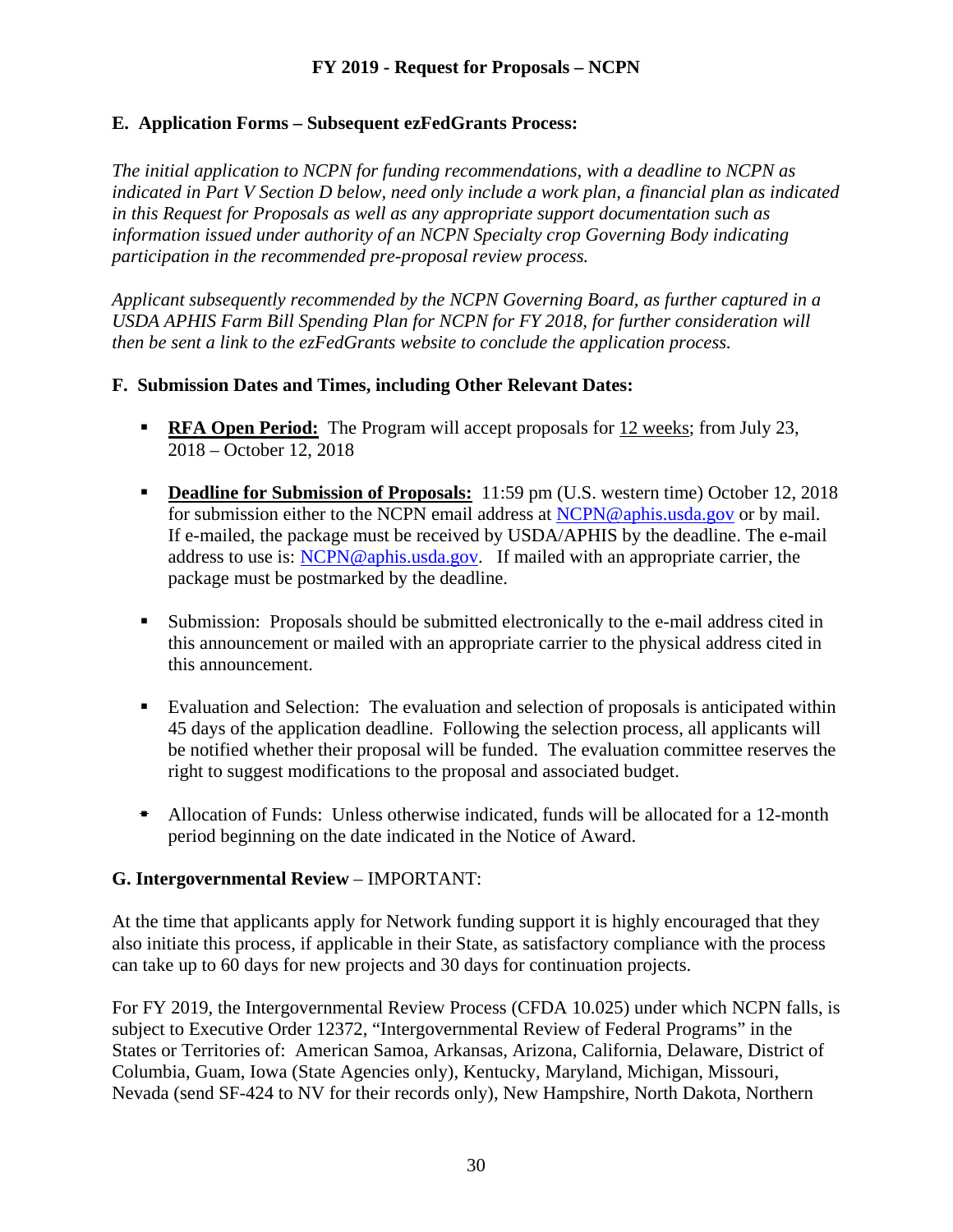### E. Application Forms – Subsequent ezFedGrants Process:

*The initial application to NCPN for funding recommendations, with a deadline to NCPN as indicated in Part V Section D below, need only include a work plan, a financial plan as indicated in this Request for Proposals as well as any appropriate support documentation such as information issued under authority of an NCPN Specialty crop Governing Body indicating participation in the recommended pre-proposal review process.*

*Applicant subsequently recommended by the NCPN Governing Board, as further captured in a USDA APHIS Farm Bill Spending Plan for NCPN for FY 2018, for further consideration will then be sent a link to the ezFedGrants website to conclude the application process.*

### F. Submission Dates and Times, including Other Relevant Dates:

- **RFA Open Period:** The Program will accept proposals for 12 weeks; from July 23, 2018 – October 12, 2018
- **Deadline for Submission of Proposals:** 11:59 pm (U.S. western time) October 12, 2018 for submission either to the NCPN email address at NCPN@aphis.usda.gov or by mail. If e-mailed, the package must be received by USDA/APHIS by the deadline. The e-mail address to use is: NCPN@aphis.usda.gov. If mailed with an appropriate carrier, the package must be postmarked by the deadline.
- Submission: Proposals should be submitted electronically to the e-mail address cited in this announcement or mailed with an appropriate carrier to the physical address cited in this announcement.
- Evaluation and Selection: The evaluation and selection of proposals is anticipated within 45 days of the application deadline. Following the selection process, all applicants will be notified whether their proposal will be funded. The evaluation committee reserves the right to suggest modifications to the proposal and associated budget.
- Allocation of Funds: Unless otherwise indicated, funds will be allocated for a 12-month period beginning on the date indicated in the Notice of Award.

### G. Intergovernmental Review – IMPORTANT:

At the time that applicants apply for Network funding support it is highly encouraged that they also initiate this process, if applicable in their State, as satisfactory compliance with the process can take up to 60 days for new projects and 30 days for continuation projects.

For FY 2019, the Intergovernmental Review Process (CFDA 10.025) under which NCPN falls, is subject to Executive Order 12372, "Intergovernmental Review of Federal Programs" in the States or Territories of: American Samoa, Arkansas, Arizona, California, Delaware, District of Columbia, Guam, Iowa (State Agencies only), Kentucky, Maryland, Michigan, Missouri, Nevada (send SF-424 to NV for their records only), New Hampshire, North Dakota, Northern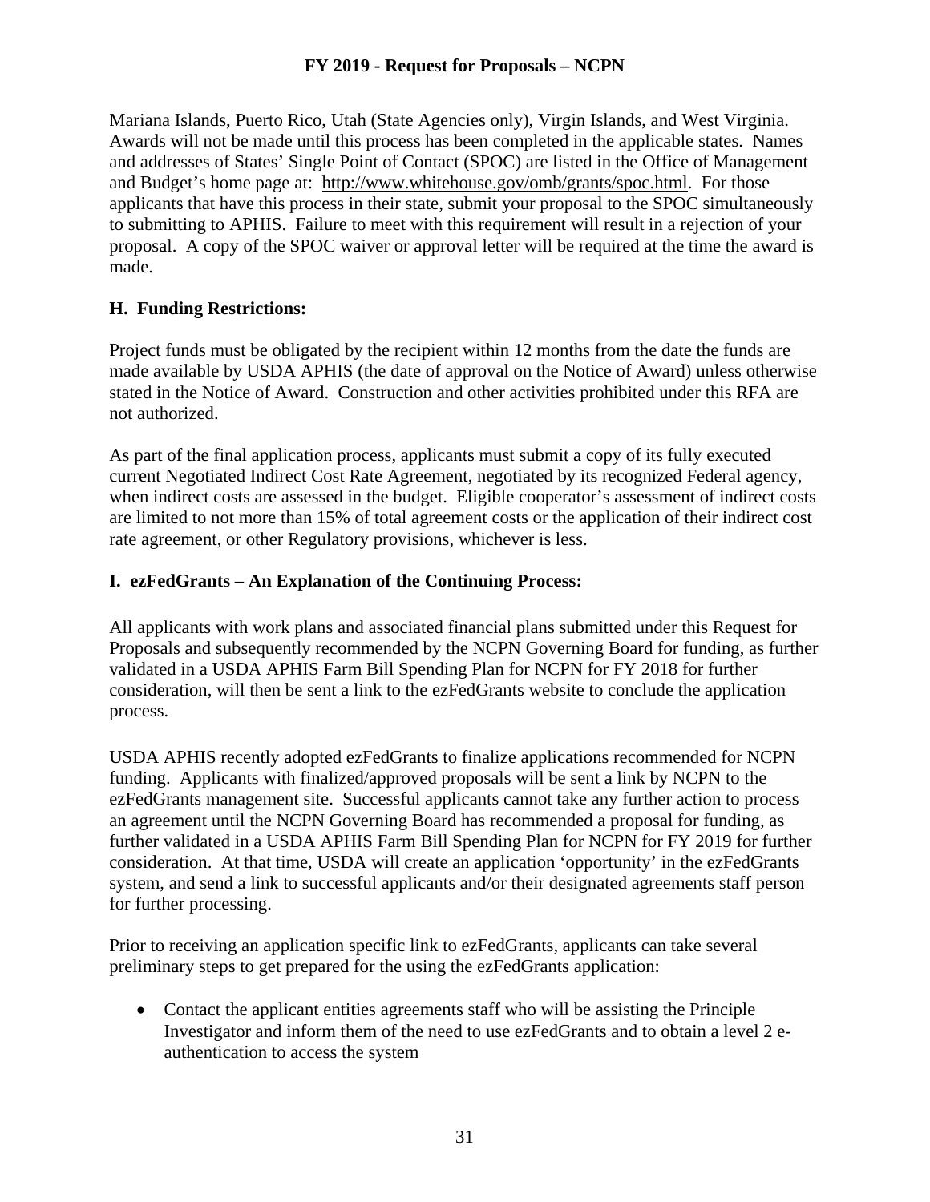Mariana Islands, Puerto Rico, Utah (State Agencies only), Virgin Islands, and West Virginia. Awards will not be made until this process has been completed in the applicable states. Names and addresses of States' Single Point of Contact (SPOC) are listed in the Office of Management and Budget's home page at: http://www.whitehouse.gov/omb/grants/spoc.html. For those applicants that have this process in their state, submit your proposal to the SPOC simultaneously to submitting to APHIS. Failure to meet with this requirement will result in a rejection of your proposal. A copy of the SPOC waiver or approval letter will be required at the time the award is made.

### H. Funding Restrictions:

Project funds must be obligated by the recipient within 12 months from the date the funds are made available by USDA APHIS (the date of approval on the Notice of Award) unless otherwise stated in the Notice of Award. Construction and other activities prohibited under this RFA are not authorized.

As part of the final application process, applicants must submit a copy of its fully executed current Negotiated Indirect Cost Rate Agreement, negotiated by its recognized Federal agency, when indirect costs are assessed in the budget. Eligible cooperator's assessment of indirect costs are limited to not more than 15% of total agreement costs or the application of their indirect cost rate agreement, or other Regulatory provisions, whichever is less.

### I. ezFedGrants – An Explanation of the Continuing Process:

All applicants with work plans and associated financial plans submitted under this Request for Proposals and subsequently recommended by the NCPN Governing Board for funding, as further validated in a USDA APHIS Farm Bill Spending Plan for NCPN for FY 2018 for further consideration, will then be sent a link to the ezFedGrants website to conclude the application process.

USDA APHIS recently adopted ezFedGrants to finalize applications recommended for NCPN funding. Applicants with finalized/approved proposals will be sent a link by NCPN to the ezFedGrants management site. Successful applicants cannot take any further action to process an agreement until the NCPN Governing Board has recommended a proposal for funding, as further validated in a USDA APHIS Farm Bill Spending Plan for NCPN for FY 2019 for further consideration. At that time, USDA will create an application 'opportunity' in the ezFedGrants system, and send a link to successful applicants and/or their designated agreements staff person for further processing.

Prior to receiving an application specific link to ezFedGrants, applicants can take several preliminary steps to get prepared for the using the ezFedGrants application:

- Contact the applicant entities agreements staff who will be assisting the Principle Investigator and inform them of the need to use ezFedGrants and to obtain a level 2 e-authentication to access the system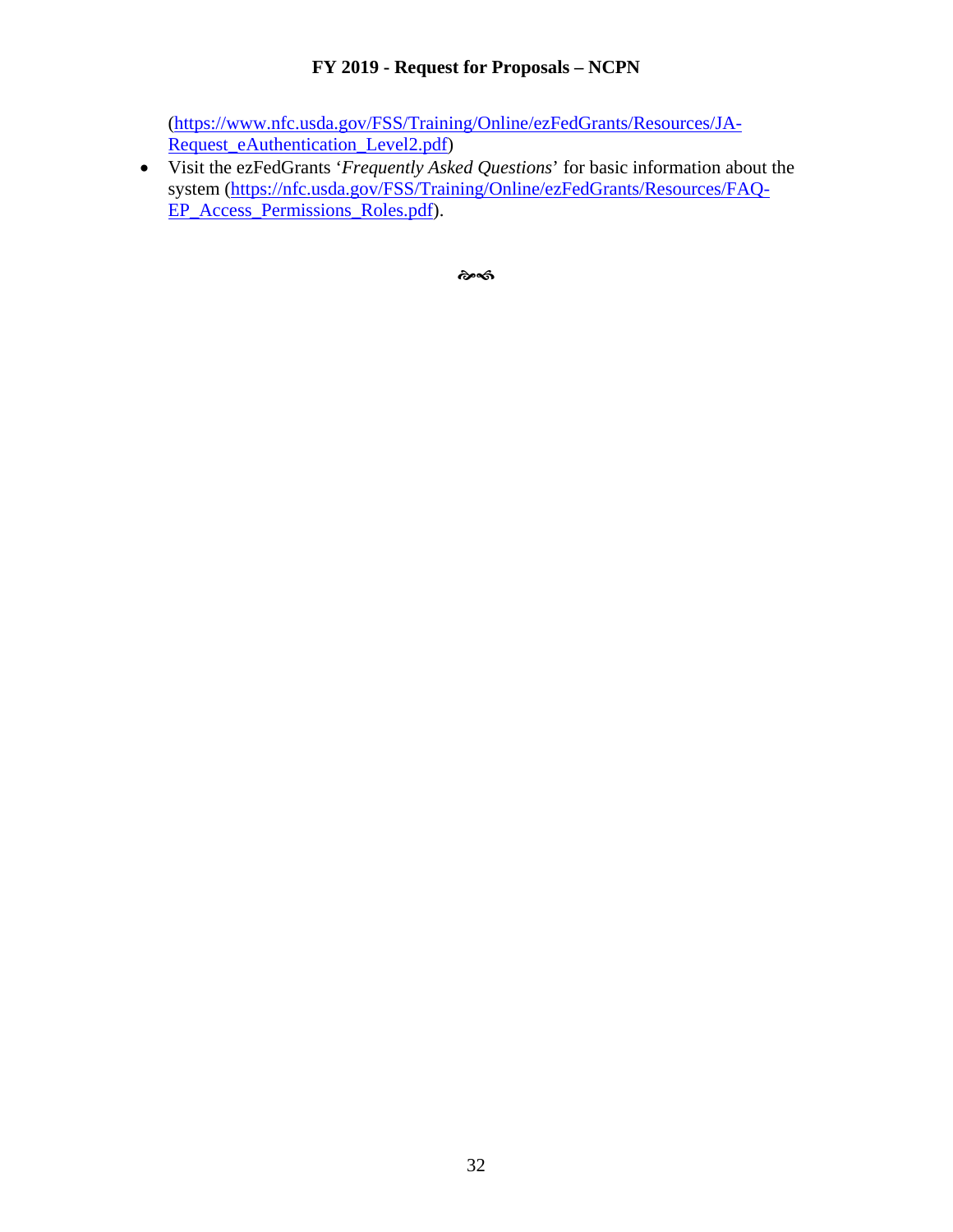(https://www.nfc.usda.gov/FSS/Training/Online/ezFedGrants/Resources/JA-Request_eAuthentication_Level2.pdf)

- Visit the ezFedGrants '*Frequently Asked Questions*' for basic information about the system (https://nfc.usda.gov/FSS/Training/Online/ezFedGrants/Resources/FAQ-EP_Access_Permissions_Roles.pdf).

☙❧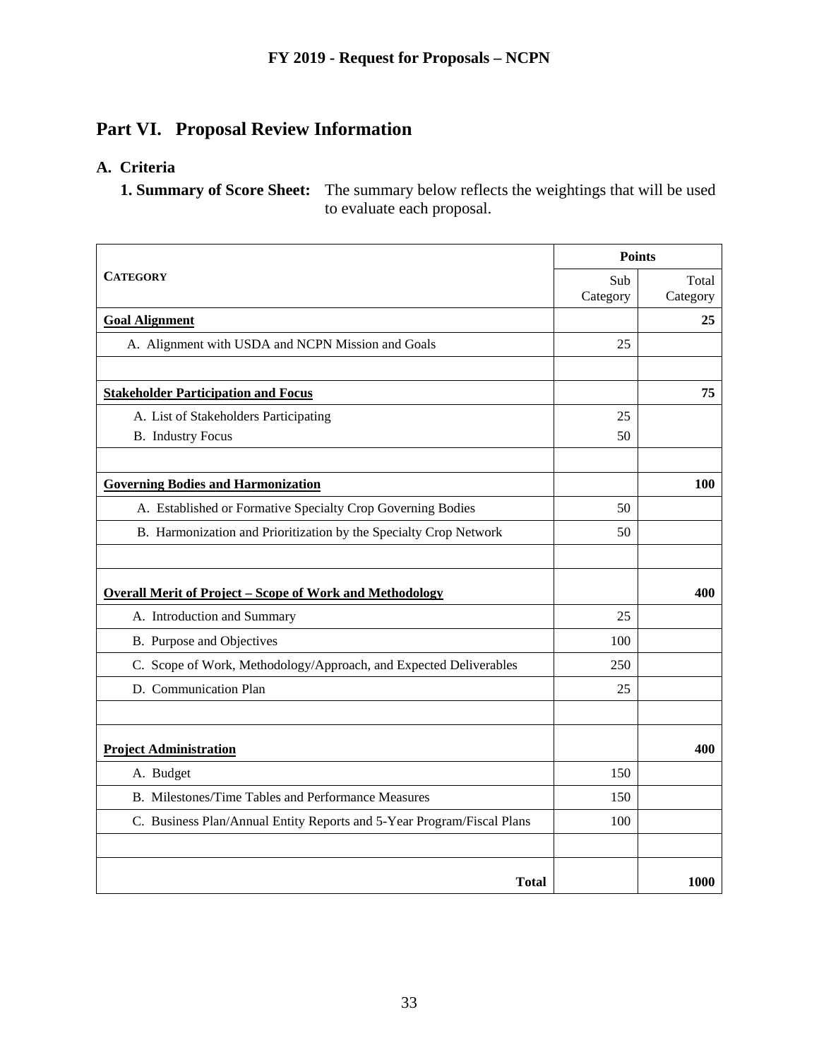## Part VI. Proposal Review Information

### A. Criteria

**1. Summary of Score Sheet:** The summary below reflects the weightings that will be used to evaluate each proposal.

| CATEGORY | Points | |
|---|---|---|
| | Sub Category | Total Category |
| **Goal Alignment** | | **25** |
| A. Alignment with USDA and NCPN Mission and Goals | 25 | |
| | | |
| **Stakeholder Participation and Focus** | | **75** |
| A. List of Stakeholders Participating | 25 | |
| B. Industry Focus | 50 | |
| | | |
| **Governing Bodies and Harmonization** | | **100** |
| A. Established or Formative Specialty Crop Governing Bodies | 50 | |
| B. Harmonization and Prioritization by the Specialty Crop Network | 50 | |
| | | |
| **Overall Merit of Project – Scope of Work and Methodology** | | **400** |
| A. Introduction and Summary | 25 | |
| B. Purpose and Objectives | 100 | |
| C. Scope of Work, Methodology/Approach, and Expected Deliverables | 250 | |
| D. Communication Plan | 25 | |
| | | |
| **Project Administration** | | **400** |
| A. Budget | 150 | |
| B. Milestones/Time Tables and Performance Measures | 150 | |
| C. Business Plan/Annual Entity Reports and 5-Year Program/Fiscal Plans | 100 | |
| | | |
| **Total** | | **1000** |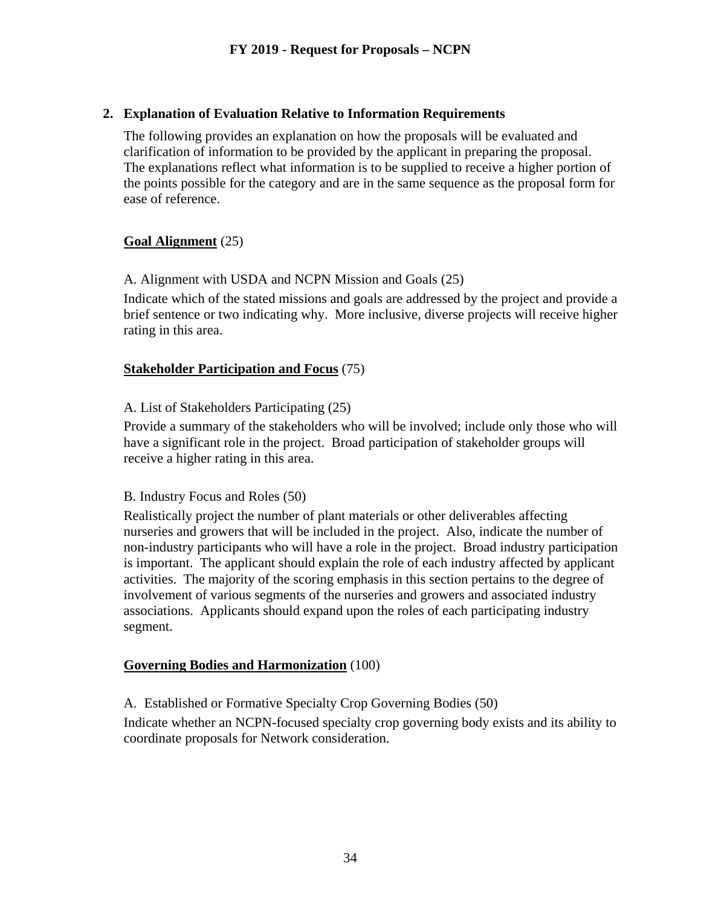## 2. Explanation of Evaluation Relative to Information Requirements

The following provides an explanation on how the proposals will be evaluated and clarification of information to be provided by the applicant in preparing the proposal. The explanations reflect what information is to be supplied to receive a higher portion of the points possible for the category and are in the same sequence as the proposal form for ease of reference.

**Goal Alignment** (25)

A. Alignment with USDA and NCPN Mission and Goals (25)

Indicate which of the stated missions and goals are addressed by the project and provide a brief sentence or two indicating why. More inclusive, diverse projects will receive higher rating in this area.

**Stakeholder Participation and Focus** (75)

A. List of Stakeholders Participating (25)

Provide a summary of the stakeholders who will be involved; include only those who will have a significant role in the project. Broad participation of stakeholder groups will receive a higher rating in this area.

B. Industry Focus and Roles (50)

Realistically project the number of plant materials or other deliverables affecting nurseries and growers that will be included in the project. Also, indicate the number of non-industry participants who will have a role in the project. Broad industry participation is important. The applicant should explain the role of each industry affected by applicant activities. The majority of the scoring emphasis in this section pertains to the degree of involvement of various segments of the nurseries and growers and associated industry associations. Applicants should expand upon the roles of each participating industry segment.

**Governing Bodies and Harmonization** (100)

A. Established or Formative Specialty Crop Governing Bodies (50)

Indicate whether an NCPN-focused specialty crop governing body exists and its ability to coordinate proposals for Network consideration.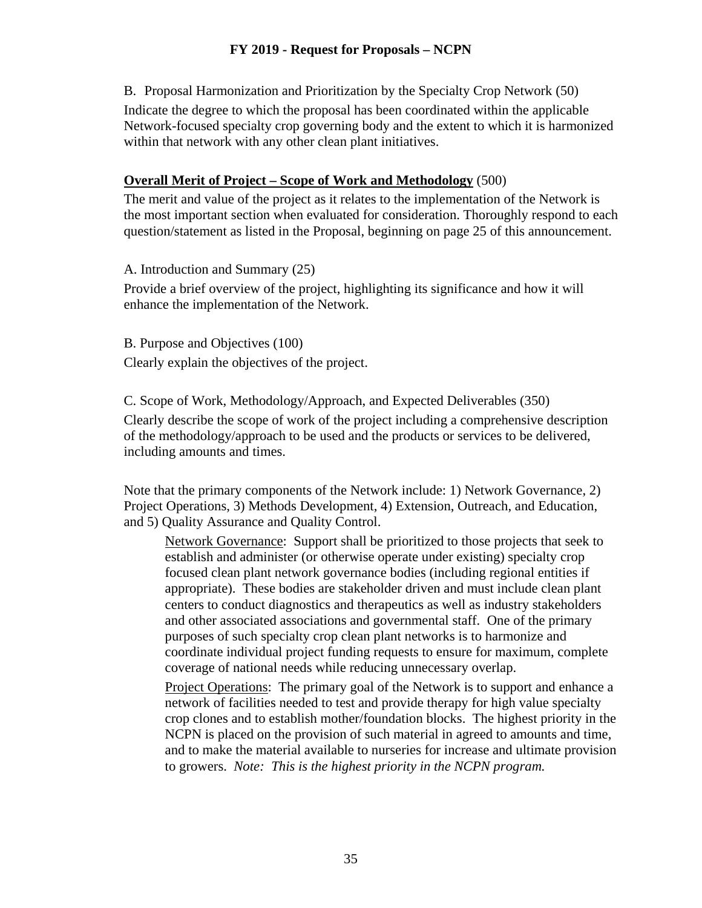B. Proposal Harmonization and Prioritization by the Specialty Crop Network (50)

Indicate the degree to which the proposal has been coordinated within the applicable Network-focused specialty crop governing body and the extent to which it is harmonized within that network with any other clean plant initiatives.

**Overall Merit of Project – Scope of Work and Methodology** (500)

The merit and value of the project as it relates to the implementation of the Network is the most important section when evaluated for consideration. Thoroughly respond to each question/statement as listed in the Proposal, beginning on page 25 of this announcement.

A. Introduction and Summary (25)

Provide a brief overview of the project, highlighting its significance and how it will enhance the implementation of the Network.

B. Purpose and Objectives (100)

Clearly explain the objectives of the project.

C. Scope of Work, Methodology/Approach, and Expected Deliverables (350)

Clearly describe the scope of work of the project including a comprehensive description of the methodology/approach to be used and the products or services to be delivered, including amounts and times.

Note that the primary components of the Network include: 1) Network Governance, 2) Project Operations, 3) Methods Development, 4) Extension, Outreach, and Education, and 5) Quality Assurance and Quality Control.

> Network Governance: Support shall be prioritized to those projects that seek to establish and administer (or otherwise operate under existing) specialty crop focused clean plant network governance bodies (including regional entities if appropriate). These bodies are stakeholder driven and must include clean plant centers to conduct diagnostics and therapeutics as well as industry stakeholders and other associated associations and governmental staff. One of the primary purposes of such specialty crop clean plant networks is to harmonize and coordinate individual project funding requests to ensure for maximum, complete coverage of national needs while reducing unnecessary overlap.
>
> Project Operations: The primary goal of the Network is to support and enhance a network of facilities needed to test and provide therapy for high value specialty crop clones and to establish mother/foundation blocks. The highest priority in the NCPN is placed on the provision of such material in agreed to amounts and time, and to make the material available to nurseries for increase and ultimate provision to growers. *Note: This is the highest priority in the NCPN program.*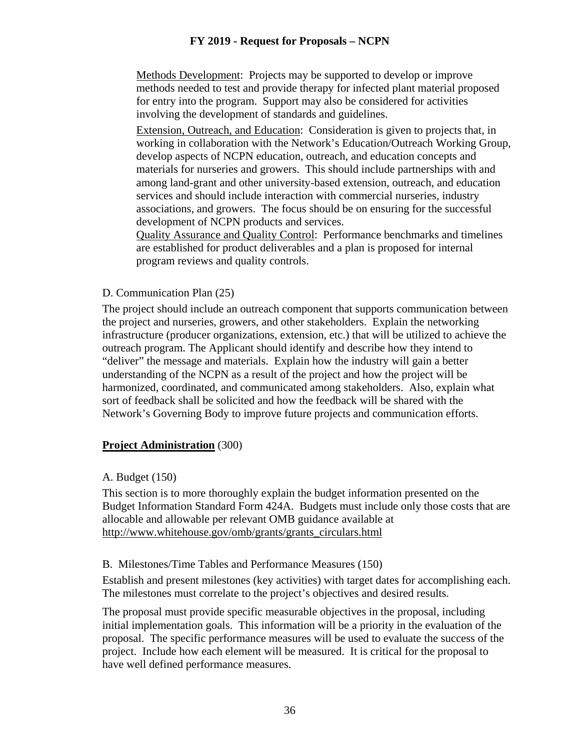Methods Development: Projects may be supported to develop or improve methods needed to test and provide therapy for infected plant material proposed for entry into the program. Support may also be considered for activities involving the development of standards and guidelines.

Extension, Outreach, and Education: Consideration is given to projects that, in working in collaboration with the Network's Education/Outreach Working Group, develop aspects of NCPN education, outreach, and education concepts and materials for nurseries and growers. This should include partnerships with and among land-grant and other university-based extension, outreach, and education services and should include interaction with commercial nurseries, industry associations, and growers. The focus should be on ensuring for the successful development of NCPN products and services.

Quality Assurance and Quality Control: Performance benchmarks and timelines are established for product deliverables and a plan is proposed for internal program reviews and quality controls.

D. Communication Plan (25)

The project should include an outreach component that supports communication between the project and nurseries, growers, and other stakeholders. Explain the networking infrastructure (producer organizations, extension, etc.) that will be utilized to achieve the outreach program. The Applicant should identify and describe how they intend to "deliver" the message and materials. Explain how the industry will gain a better understanding of the NCPN as a result of the project and how the project will be harmonized, coordinated, and communicated among stakeholders. Also, explain what sort of feedback shall be solicited and how the feedback will be shared with the Network's Governing Body to improve future projects and communication efforts.

**Project Administration** (300)

A. Budget (150)

This section is to more thoroughly explain the budget information presented on the Budget Information Standard Form 424A. Budgets must include only those costs that are allocable and allowable per relevant OMB guidance available at http://www.whitehouse.gov/omb/grants/grants_circulars.html

B. Milestones/Time Tables and Performance Measures (150)

Establish and present milestones (key activities) with target dates for accomplishing each. The milestones must correlate to the project's objectives and desired results.

The proposal must provide specific measurable objectives in the proposal, including initial implementation goals. This information will be a priority in the evaluation of the proposal. The specific performance measures will be used to evaluate the success of the project. Include how each element will be measured. It is critical for the proposal to have well defined performance measures.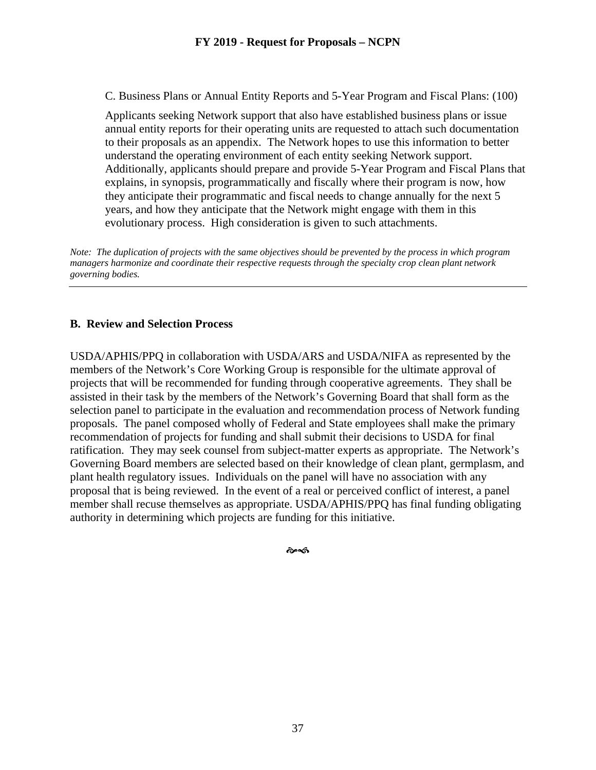C. Business Plans or Annual Entity Reports and 5-Year Program and Fiscal Plans: (100)

Applicants seeking Network support that also have established business plans or issue annual entity reports for their operating units are requested to attach such documentation to their proposals as an appendix. The Network hopes to use this information to better understand the operating environment of each entity seeking Network support. Additionally, applicants should prepare and provide 5-Year Program and Fiscal Plans that explains, in synopsis, programmatically and fiscally where their program is now, how they anticipate their programmatic and fiscal needs to change annually for the next 5 years, and how they anticipate that the Network might engage with them in this evolutionary process. High consideration is given to such attachments.

*Note: The duplication of projects with the same objectives should be prevented by the process in which program managers harmonize and coordinate their respective requests through the specialty crop clean plant network governing bodies.*

---

## B. Review and Selection Process

USDA/APHIS/PPQ in collaboration with USDA/ARS and USDA/NIFA as represented by the members of the Network's Core Working Group is responsible for the ultimate approval of projects that will be recommended for funding through cooperative agreements. They shall be assisted in their task by the members of the Network's Governing Board that shall form as the selection panel to participate in the evaluation and recommendation process of Network funding proposals. The panel composed wholly of Federal and State employees shall make the primary recommendation of projects for funding and shall submit their decisions to USDA for final ratification. They may seek counsel from subject-matter experts as appropriate. The Network's Governing Board members are selected based on their knowledge of clean plant, germplasm, and plant health regulatory issues. Individuals on the panel will have no association with any proposal that is being reviewed. In the event of a real or perceived conflict of interest, a panel member shall recuse themselves as appropriate. USDA/APHIS/PPQ has final funding obligating authority in determining which projects are funding for this initiative.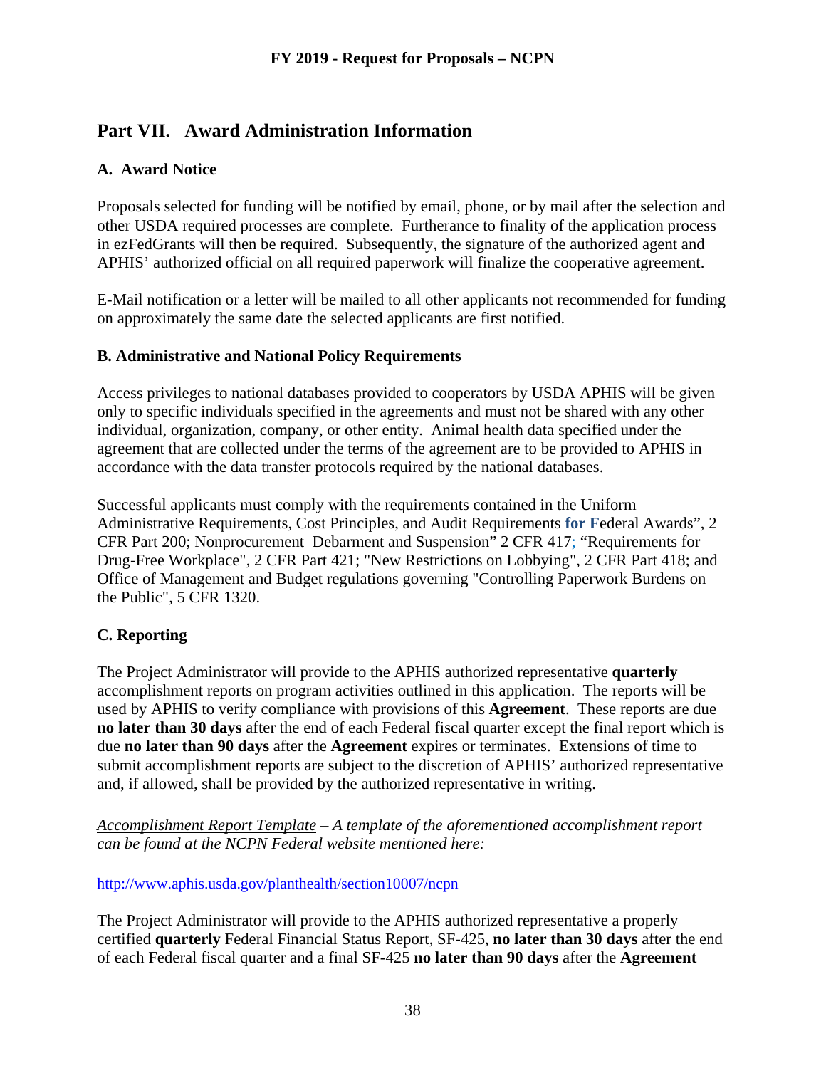## Part VII. Award Administration Information

### A. Award Notice

Proposals selected for funding will be notified by email, phone, or by mail after the selection and other USDA required processes are complete. Furtherance to finality of the application process in ezFedGrants will then be required. Subsequently, the signature of the authorized agent and APHIS' authorized official on all required paperwork will finalize the cooperative agreement.

E-Mail notification or a letter will be mailed to all other applicants not recommended for funding on approximately the same date the selected applicants are first notified.

### B. Administrative and National Policy Requirements

Access privileges to national databases provided to cooperators by USDA APHIS will be given only to specific individuals specified in the agreements and must not be shared with any other individual, organization, company, or other entity. Animal health data specified under the agreement that are collected under the terms of the agreement are to be provided to APHIS in accordance with the data transfer protocols required by the national databases.

Successful applicants must comply with the requirements contained in the Uniform Administrative Requirements, Cost Principles, and Audit Requirements **for F**ederal Awards", 2 CFR Part 200; Nonprocurement Debarment and Suspension" 2 CFR 417; "Requirements for Drug-Free Workplace", 2 CFR Part 421; "New Restrictions on Lobbying", 2 CFR Part 418; and Office of Management and Budget regulations governing "Controlling Paperwork Burdens on the Public", 5 CFR 1320.

### C. Reporting

The Project Administrator will provide to the APHIS authorized representative **quarterly** accomplishment reports on program activities outlined in this application. The reports will be used by APHIS to verify compliance with provisions of this **Agreement**. These reports are due **no later than 30 days** after the end of each Federal fiscal quarter except the final report which is due **no later than 90 days** after the **Agreement** expires or terminates. Extensions of time to submit accomplishment reports are subject to the discretion of APHIS' authorized representative and, if allowed, shall be provided by the authorized representative in writing.

*<u>Accomplishment Report Template</u> – A template of the aforementioned accomplishment report can be found at the NCPN Federal website mentioned here:*

http://www.aphis.usda.gov/planthealth/section10007/ncpn

The Project Administrator will provide to the APHIS authorized representative a properly certified **quarterly** Federal Financial Status Report, SF-425, **no later than 30 days** after the end of each Federal fiscal quarter and a final SF-425 **no later than 90 days** after the **Agreement**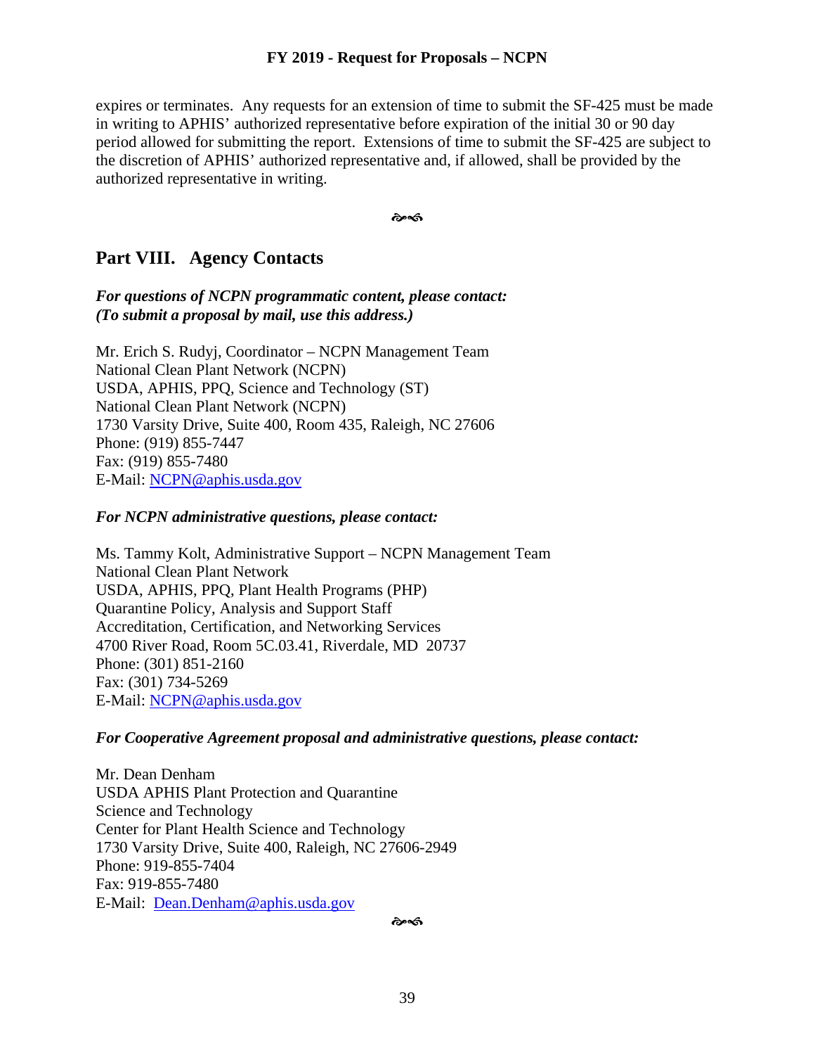expires or terminates. Any requests for an extension of time to submit the SF-425 must be made in writing to APHIS' authorized representative before expiration of the initial 30 or 90 day period allowed for submitting the report. Extensions of time to submit the SF-425 are subject to the discretion of APHIS' authorized representative and, if allowed, shall be provided by the authorized representative in writing.

## Part VIII. Agency Contacts

***For questions of NCPN programmatic content, please contact:***
***(To submit a proposal by mail, use this address.)***

Mr. Erich S. Rudyj, Coordinator – NCPN Management Team
National Clean Plant Network (NCPN)
USDA, APHIS, PPQ, Science and Technology (ST)
National Clean Plant Network (NCPN)
1730 Varsity Drive, Suite 400, Room 435, Raleigh, NC 27606
Phone: (919) 855-7447
Fax: (919) 855-7480
E-Mail: NCPN@aphis.usda.gov

***For NCPN administrative questions, please contact:***

Ms. Tammy Kolt, Administrative Support – NCPN Management Team
National Clean Plant Network
USDA, APHIS, PPQ, Plant Health Programs (PHP)
Quarantine Policy, Analysis and Support Staff
Accreditation, Certification, and Networking Services
4700 River Road, Room 5C.03.41, Riverdale, MD 20737
Phone: (301) 851-2160
Fax: (301) 734-5269
E-Mail: NCPN@aphis.usda.gov

***For Cooperative Agreement proposal and administrative questions, please contact:***

Mr. Dean Denham
USDA APHIS Plant Protection and Quarantine
Science and Technology
Center for Plant Health Science and Technology
1730 Varsity Drive, Suite 400, Raleigh, NC 27606-2949
Phone: 919-855-7404
Fax: 919-855-7480
E-Mail: Dean.Denham@aphis.usda.gov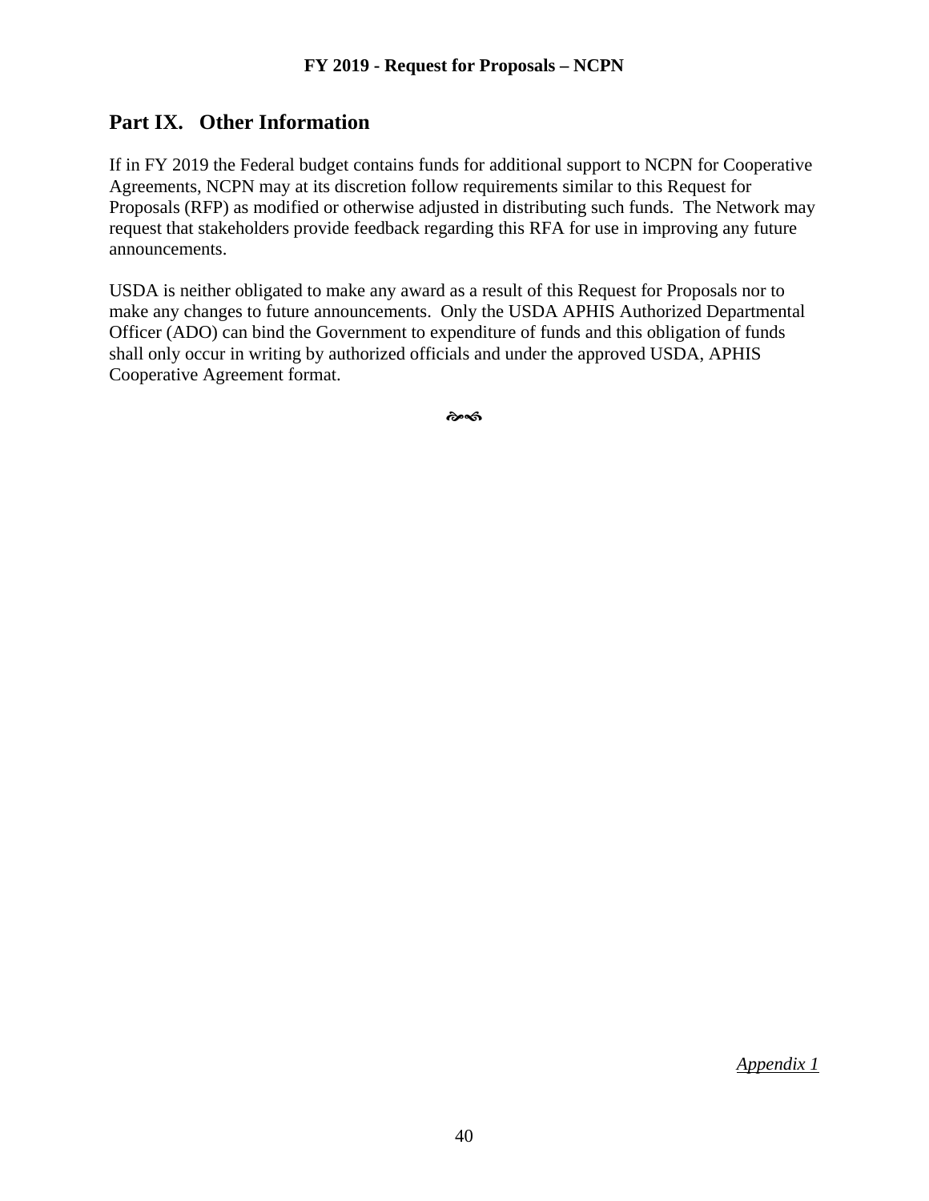## Part IX. Other Information

If in FY 2019 the Federal budget contains funds for additional support to NCPN for Cooperative Agreements, NCPN may at its discretion follow requirements similar to this Request for Proposals (RFP) as modified or otherwise adjusted in distributing such funds. The Network may request that stakeholders provide feedback regarding this RFA for use in improving any future announcements.

USDA is neither obligated to make any award as a result of this Request for Proposals nor to make any changes to future announcements. Only the USDA APHIS Authorized Departmental Officer (ADO) can bind the Government to expenditure of funds and this obligation of funds shall only occur in writing by authorized officials and under the approved USDA, APHIS Cooperative Agreement format.

*Appendix 1*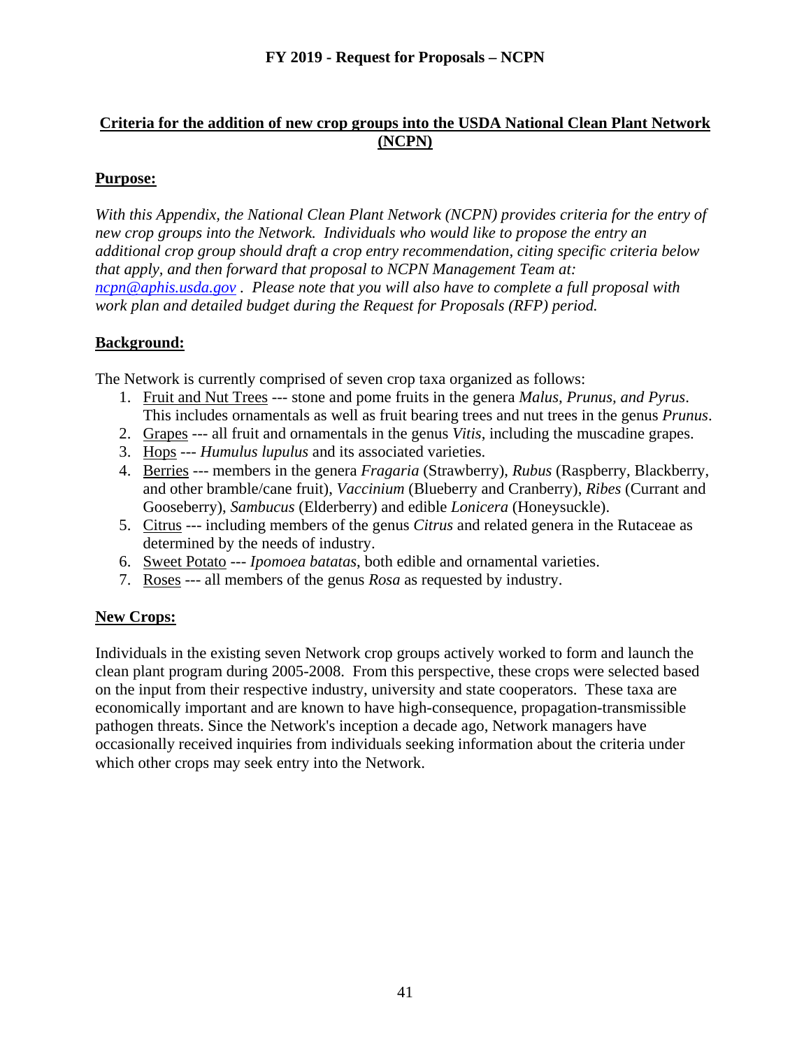## Criteria for the addition of new crop groups into the USDA National Clean Plant Network (NCPN)

### Purpose:

*With this Appendix, the National Clean Plant Network (NCPN) provides criteria for the entry of new crop groups into the Network. Individuals who would like to propose the entry an additional crop group should draft a crop entry recommendation, citing specific criteria below that apply, and then forward that proposal to NCPN Management Team at: ncpn@aphis.usda.gov . Please note that you will also have to complete a full proposal with work plan and detailed budget during the Request for Proposals (RFP) period.*

### Background:

The Network is currently comprised of seven crop taxa organized as follows:

1. Fruit and Nut Trees --- stone and pome fruits in the genera *Malus, Prunus, and Pyrus*. This includes ornamentals as well as fruit bearing trees and nut trees in the genus *Prunus*.
2. Grapes --- all fruit and ornamentals in the genus *Vitis*, including the muscadine grapes.
3. Hops --- *Humulus lupulus* and its associated varieties.
4. Berries --- members in the genera *Fragaria* (Strawberry), *Rubus* (Raspberry, Blackberry, and other bramble/cane fruit), *Vaccinium* (Blueberry and Cranberry), *Ribes* (Currant and Gooseberry), *Sambucus* (Elderberry) and edible *Lonicera* (Honeysuckle).
5. Citrus --- including members of the genus *Citrus* and related genera in the Rutaceae as determined by the needs of industry.
6. Sweet Potato --- *Ipomoea batatas*, both edible and ornamental varieties.
7. Roses --- all members of the genus *Rosa* as requested by industry.

### New Crops:

Individuals in the existing seven Network crop groups actively worked to form and launch the clean plant program during 2005-2008. From this perspective, these crops were selected based on the input from their respective industry, university and state cooperators. These taxa are economically important and are known to have high-consequence, propagation-transmissible pathogen threats. Since the Network's inception a decade ago, Network managers have occasionally received inquiries from individuals seeking information about the criteria under which other crops may seek entry into the Network.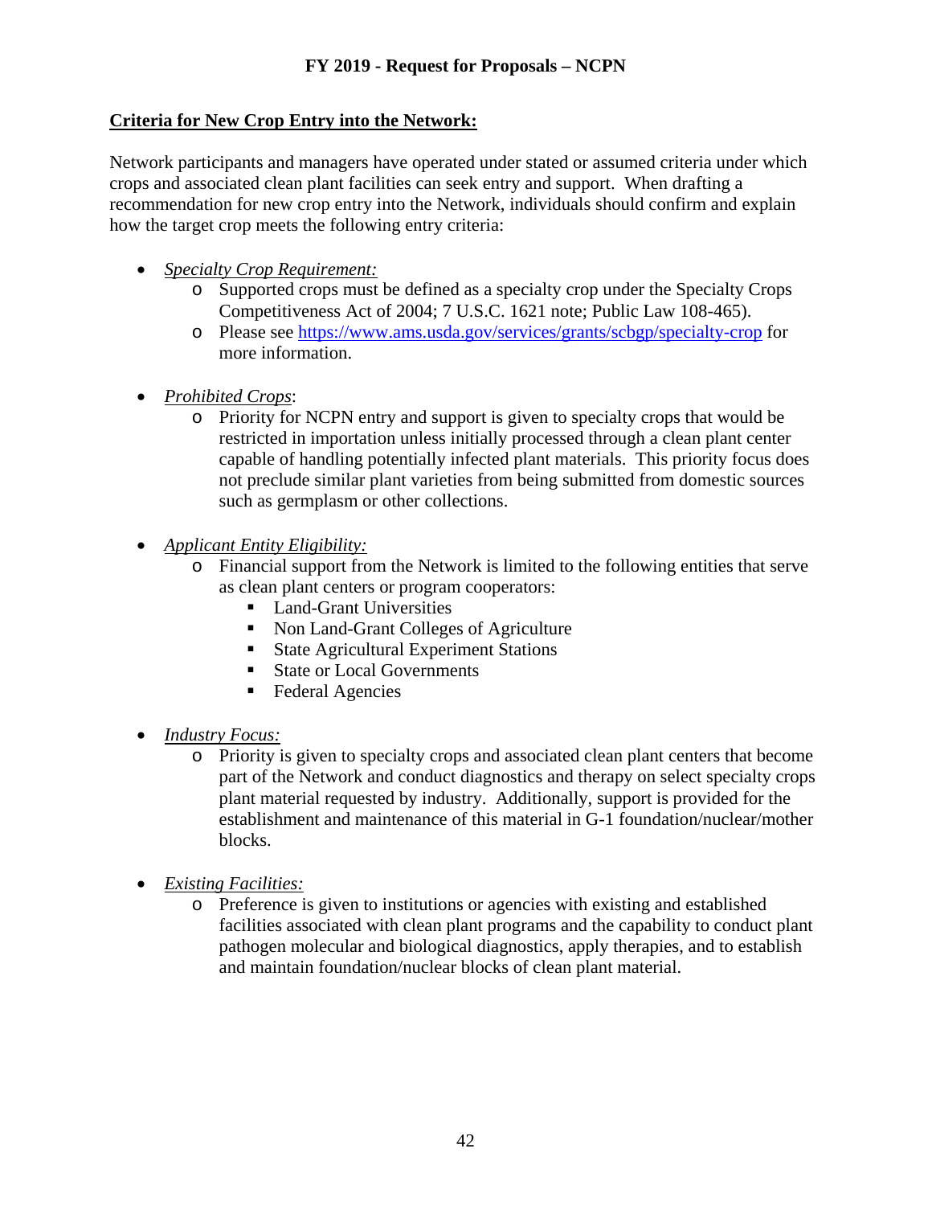**Criteria for New Crop Entry into the Network:**

Network participants and managers have operated under stated or assumed criteria under which crops and associated clean plant facilities can seek entry and support. When drafting a recommendation for new crop entry into the Network, individuals should confirm and explain how the target crop meets the following entry criteria:

- *Specialty Crop Requirement:*
  - Supported crops must be defined as a specialty crop under the Specialty Crops Competitiveness Act of 2004; 7 U.S.C. 1621 note; Public Law 108-465).
  - Please see [https://www.ams.usda.gov/services/grants/scbgp/specialty-crop](https://www.ams.usda.gov/services/grants/scbgp/specialty-crop) for more information.

- *Prohibited Crops*:
  - Priority for NCPN entry and support is given to specialty crops that would be restricted in importation unless initially processed through a clean plant center capable of handling potentially infected plant materials. This priority focus does not preclude similar plant varieties from being submitted from domestic sources such as germplasm or other collections.

- *Applicant Entity Eligibility:*
  - Financial support from the Network is limited to the following entities that serve as clean plant centers or program cooperators:
    - Land-Grant Universities
    - Non Land-Grant Colleges of Agriculture
    - State Agricultural Experiment Stations
    - State or Local Governments
    - Federal Agencies

- *Industry Focus:*
  - Priority is given to specialty crops and associated clean plant centers that become part of the Network and conduct diagnostics and therapy on select specialty crops plant material requested by industry. Additionally, support is provided for the establishment and maintenance of this material in G-1 foundation/nuclear/mother blocks.

- *Existing Facilities:*
  - Preference is given to institutions or agencies with existing and established facilities associated with clean plant programs and the capability to conduct plant pathogen molecular and biological diagnostics, apply therapies, and to establish and maintain foundation/nuclear blocks of clean plant material.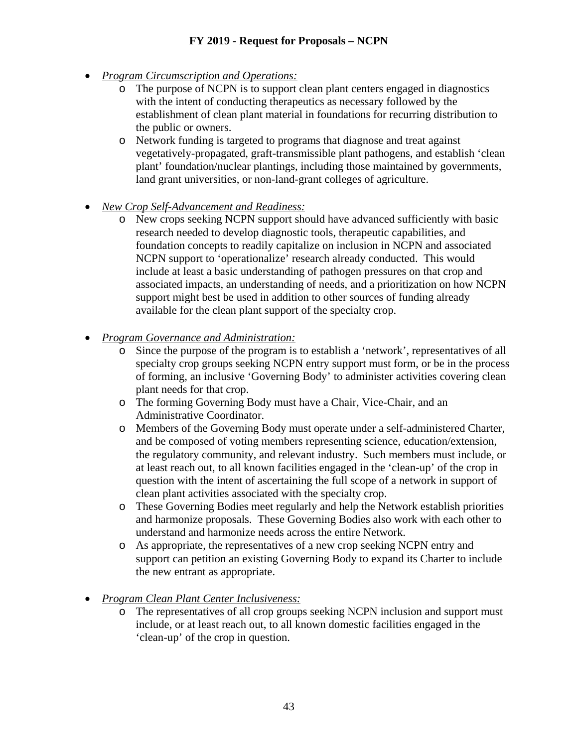- *Program Circumscription and Operations:*
    - The purpose of NCPN is to support clean plant centers engaged in diagnostics with the intent of conducting therapeutics as necessary followed by the establishment of clean plant material in foundations for recurring distribution to the public or owners.
    - Network funding is targeted to programs that diagnose and treat against vegetatively-propagated, graft-transmissible plant pathogens, and establish 'clean plant' foundation/nuclear plantings, including those maintained by governments, land grant universities, or non-land-grant colleges of agriculture.

- *New Crop Self-Advancement and Readiness:*
    - New crops seeking NCPN support should have advanced sufficiently with basic research needed to develop diagnostic tools, therapeutic capabilities, and foundation concepts to readily capitalize on inclusion in NCPN and associated NCPN support to 'operationalize' research already conducted. This would include at least a basic understanding of pathogen pressures on that crop and associated impacts, an understanding of needs, and a prioritization on how NCPN support might best be used in addition to other sources of funding already available for the clean plant support of the specialty crop.

- *Program Governance and Administration:*
    - Since the purpose of the program is to establish a 'network', representatives of all specialty crop groups seeking NCPN entry support must form, or be in the process of forming, an inclusive 'Governing Body' to administer activities covering clean plant needs for that crop.
    - The forming Governing Body must have a Chair, Vice-Chair, and an Administrative Coordinator.
    - Members of the Governing Body must operate under a self-administered Charter, and be composed of voting members representing science, education/extension, the regulatory community, and relevant industry. Such members must include, or at least reach out, to all known facilities engaged in the 'clean-up' of the crop in question with the intent of ascertaining the full scope of a network in support of clean plant activities associated with the specialty crop.
    - These Governing Bodies meet regularly and help the Network establish priorities and harmonize proposals. These Governing Bodies also work with each other to understand and harmonize needs across the entire Network.
    - As appropriate, the representatives of a new crop seeking NCPN entry and support can petition an existing Governing Body to expand its Charter to include the new entrant as appropriate.

- *Program Clean Plant Center Inclusiveness:*
    - The representatives of all crop groups seeking NCPN inclusion and support must include, or at least reach out, to all known domestic facilities engaged in the 'clean-up' of the crop in question.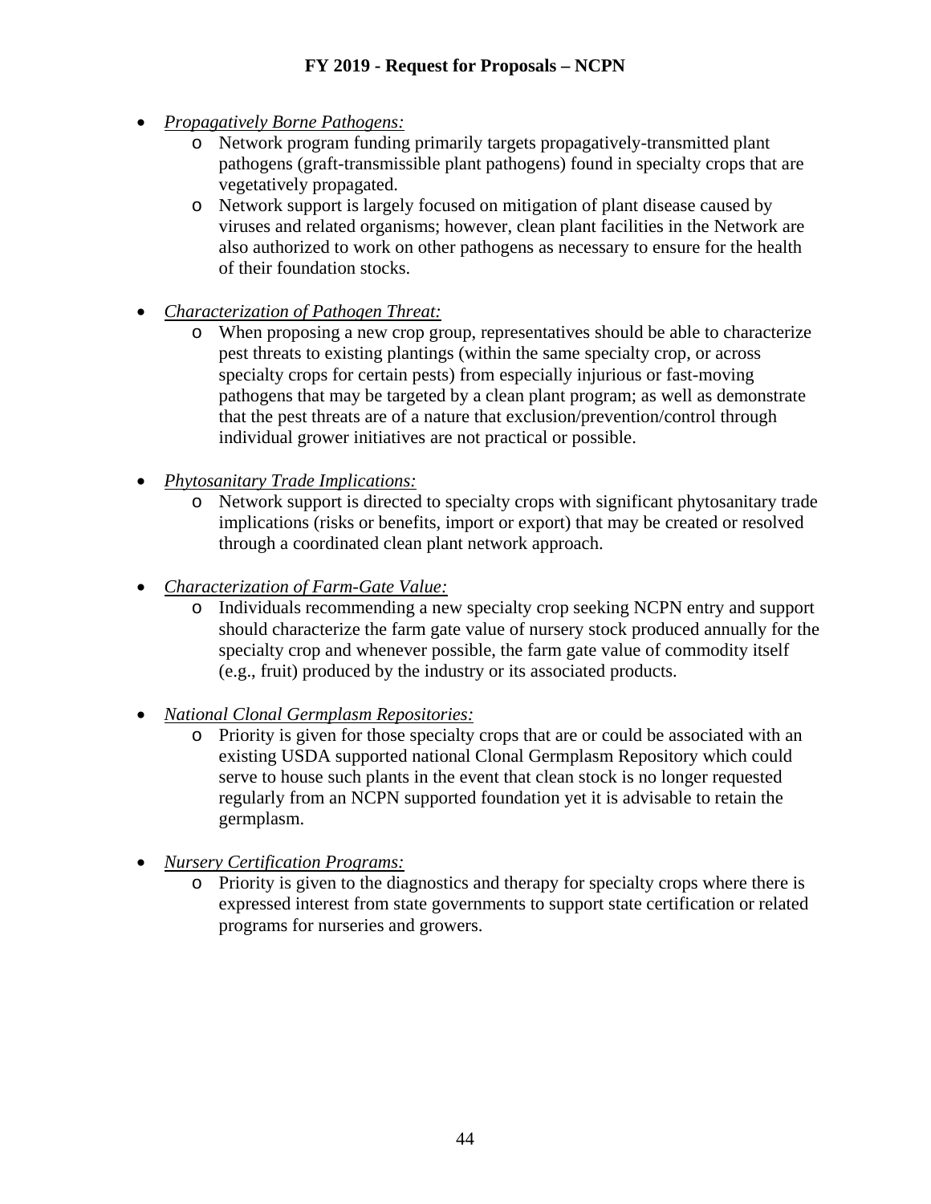- *Propagatively Borne Pathogens:*
    - Network program funding primarily targets propagatively-transmitted plant pathogens (graft-transmissible plant pathogens) found in specialty crops that are vegetatively propagated.
    - Network support is largely focused on mitigation of plant disease caused by viruses and related organisms; however, clean plant facilities in the Network are also authorized to work on other pathogens as necessary to ensure for the health of their foundation stocks.

- *Characterization of Pathogen Threat:*
    - When proposing a new crop group, representatives should be able to characterize pest threats to existing plantings (within the same specialty crop, or across specialty crops for certain pests) from especially injurious or fast-moving pathogens that may be targeted by a clean plant program; as well as demonstrate that the pest threats are of a nature that exclusion/prevention/control through individual grower initiatives are not practical or possible.

- *Phytosanitary Trade Implications:*
    - Network support is directed to specialty crops with significant phytosanitary trade implications (risks or benefits, import or export) that may be created or resolved through a coordinated clean plant network approach.

- *Characterization of Farm-Gate Value:*
    - Individuals recommending a new specialty crop seeking NCPN entry and support should characterize the farm gate value of nursery stock produced annually for the specialty crop and whenever possible, the farm gate value of commodity itself (e.g., fruit) produced by the industry or its associated products.

- *National Clonal Germplasm Repositories:*
    - Priority is given for those specialty crops that are or could be associated with an existing USDA supported national Clonal Germplasm Repository which could serve to house such plants in the event that clean stock is no longer requested regularly from an NCPN supported foundation yet it is advisable to retain the germplasm.

- *Nursery Certification Programs:*
    - Priority is given to the diagnostics and therapy for specialty crops where there is expressed interest from state governments to support state certification or related programs for nurseries and growers.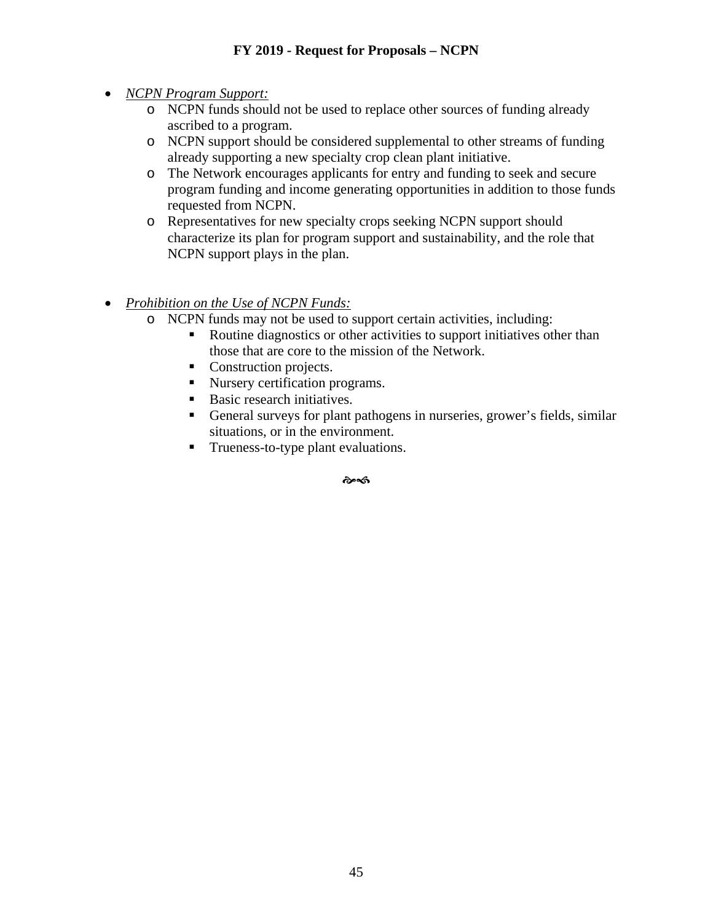- *NCPN Program Support:*
    - NCPN funds should not be used to replace other sources of funding already ascribed to a program.
    - NCPN support should be considered supplemental to other streams of funding already supporting a new specialty crop clean plant initiative.
    - The Network encourages applicants for entry and funding to seek and secure program funding and income generating opportunities in addition to those funds requested from NCPN.
    - Representatives for new specialty crops seeking NCPN support should characterize its plan for program support and sustainability, and the role that NCPN support plays in the plan.

- *Prohibition on the Use of NCPN Funds:*
    - NCPN funds may not be used to support certain activities, including:
        - Routine diagnostics or other activities to support initiatives other than those that are core to the mission of the Network.
        - Construction projects.
        - Nursery certification programs.
        - Basic research initiatives.
        - General surveys for plant pathogens in nurseries, grower's fields, similar situations, or in the environment.
        - Trueness-to-type plant evaluations.